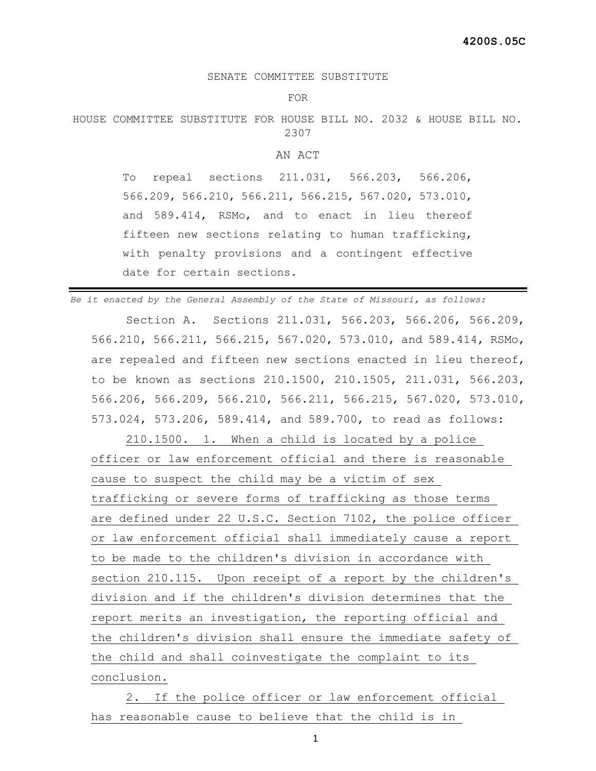4200S.05C

SENATE COMMITTEE SUBSTITUTE

FOR

HOUSE COMMITTEE SUBSTITUTE FOR HOUSE BILL NO. 2032 & HOUSE BILL NO. 2307

AN ACT

To repeal sections 211.031, 566.203, 566.206, 566.209, 566.210, 566.211, 566.215, 567.020, 573.010, and 589.414, RSMo, and to enact in lieu thereof fifteen new sections relating to human trafficking, with penalty provisions and a contingent effective date for certain sections.

---

*Be it enacted by the General Assembly of the State of Missouri, as follows:*

Section A. Sections 211.031, 566.203, 566.206, 566.209, 566.210, 566.211, 566.215, 567.020, 573.010, and 589.414, RSMo, are repealed and fifteen new sections enacted in lieu thereof, to be known as sections 210.1500, 210.1505, 211.031, 566.203, 566.206, 566.209, 566.210, 566.211, 566.215, 567.020, 573.010, 573.024, 573.206, 589.414, and 589.700, to read as follows:

<u>210.1500. 1. When a child is located by a police officer or law enforcement official and there is reasonable cause to suspect the child may be a victim of sex trafficking or severe forms of trafficking as those terms are defined under 22 U.S.C. Section 7102, the police officer or law enforcement official shall immediately cause a report to be made to the children's division in accordance with section 210.115. Upon receipt of a report by the children's division and if the children's division determines that the report merits an investigation, the reporting official and the children's division shall ensure the immediate safety of the child and shall coinvestigate the complaint to its conclusion.</u>

<u>2. If the police officer or law enforcement official has reasonable cause to believe that the child is in</u>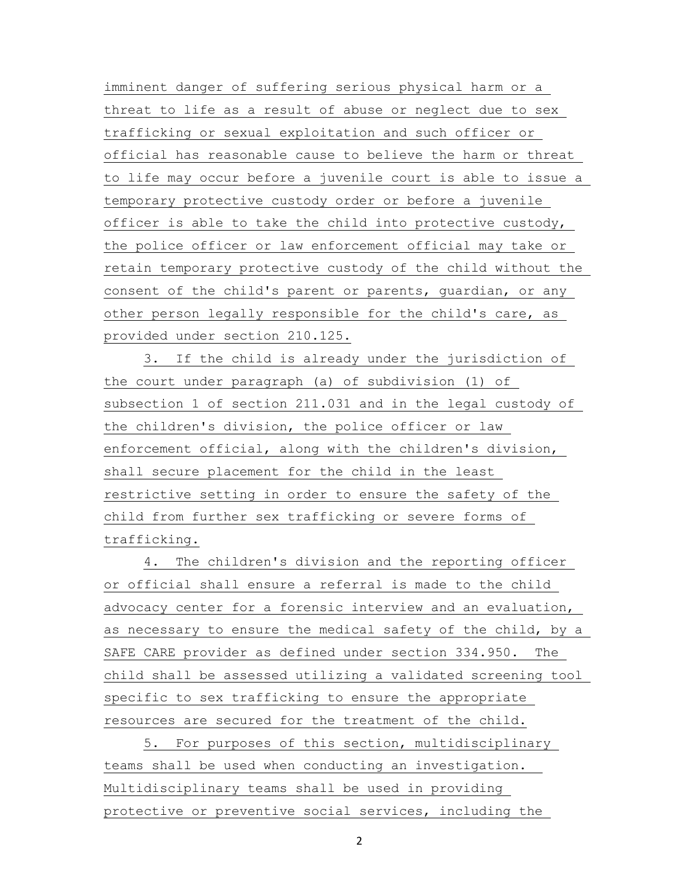imminent danger of suffering serious physical harm or a threat to life as a result of abuse or neglect due to sex trafficking or sexual exploitation and such officer or official has reasonable cause to believe the harm or threat to life may occur before a juvenile court is able to issue a temporary protective custody order or before a juvenile officer is able to take the child into protective custody, the police officer or law enforcement official may take or retain temporary protective custody of the child without the consent of the child's parent or parents, guardian, or any other person legally responsible for the child's care, as provided under section 210.125.

3. If the child is already under the jurisdiction of the court under paragraph (a) of subdivision (1) of subsection 1 of section 211.031 and in the legal custody of the children's division, the police officer or law enforcement official, along with the children's division, shall secure placement for the child in the least restrictive setting in order to ensure the safety of the child from further sex trafficking or severe forms of trafficking.

4. The children's division and the reporting officer or official shall ensure a referral is made to the child advocacy center for a forensic interview and an evaluation, as necessary to ensure the medical safety of the child, by a SAFE CARE provider as defined under section 334.950. The child shall be assessed utilizing a validated screening tool specific to sex trafficking to ensure the appropriate resources are secured for the treatment of the child.

5. For purposes of this section, multidisciplinary teams shall be used when conducting an investigation. Multidisciplinary teams shall be used in providing protective or preventive social services, including the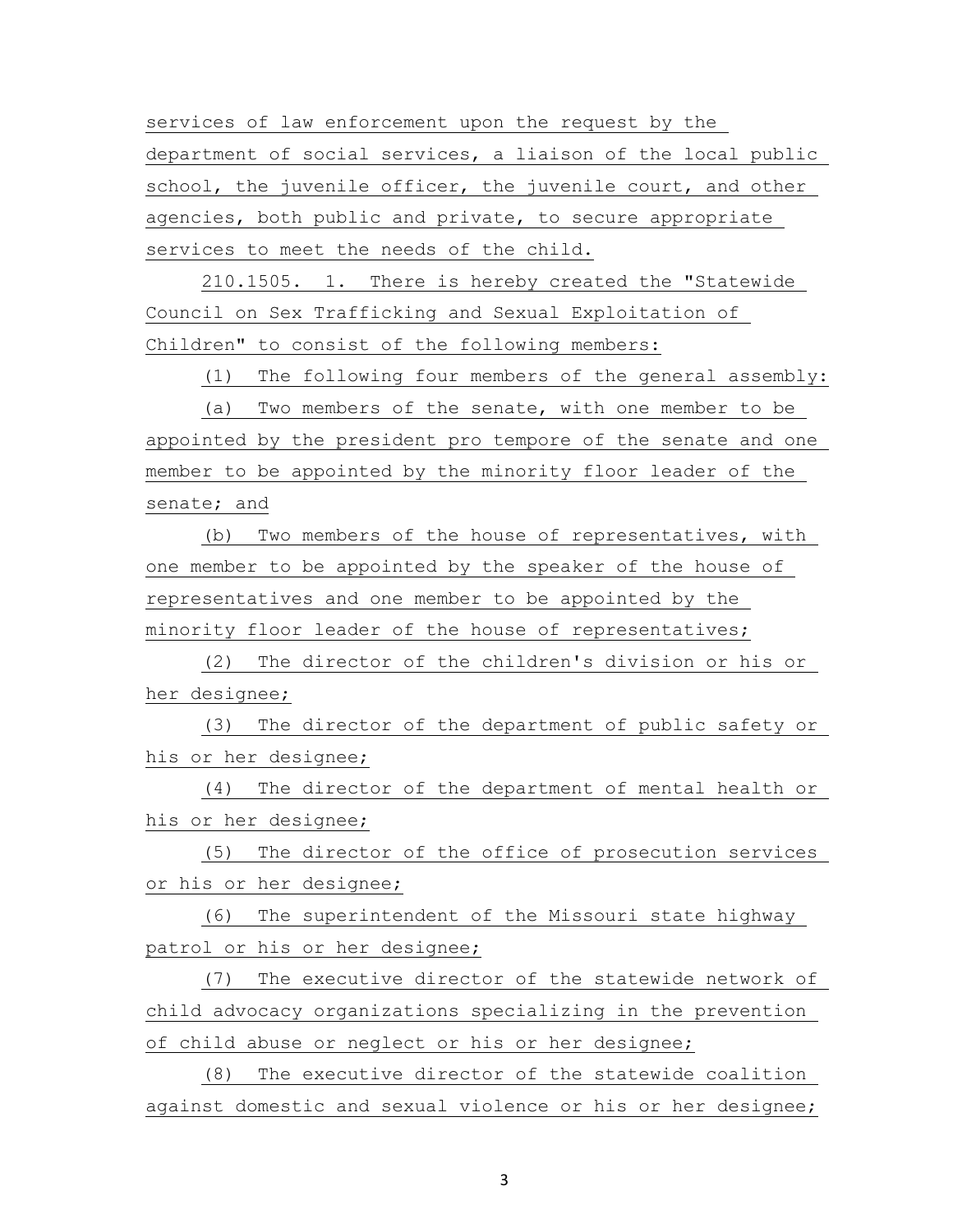services of law enforcement upon the request by the department of social services, a liaison of the local public school, the juvenile officer, the juvenile court, and other agencies, both public and private, to secure appropriate services to meet the needs of the child.

210.1505. 1. There is hereby created the "Statewide Council on Sex Trafficking and Sexual Exploitation of Children" to consist of the following members:

(1) The following four members of the general assembly:

(a) Two members of the senate, with one member to be appointed by the president pro tempore of the senate and one member to be appointed by the minority floor leader of the senate; and

(b) Two members of the house of representatives, with one member to be appointed by the speaker of the house of representatives and one member to be appointed by the minority floor leader of the house of representatives;

(2) The director of the children's division or his or her designee;

(3) The director of the department of public safety or his or her designee;

(4) The director of the department of mental health or his or her designee;

(5) The director of the office of prosecution services or his or her designee;

(6) The superintendent of the Missouri state highway patrol or his or her designee;

(7) The executive director of the statewide network of child advocacy organizations specializing in the prevention of child abuse or neglect or his or her designee;

(8) The executive director of the statewide coalition against domestic and sexual violence or his or her designee;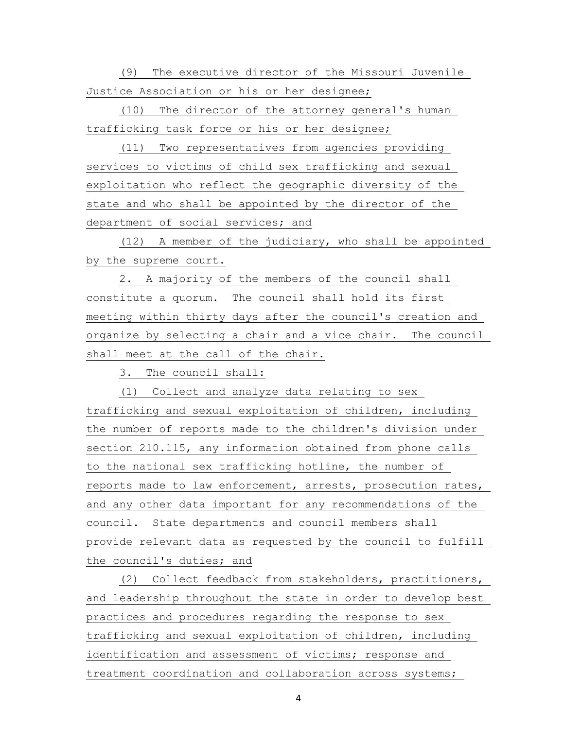(9) The executive director of the Missouri Juvenile Justice Association or his or her designee;

(10) The director of the attorney general's human trafficking task force or his or her designee;

(11) Two representatives from agencies providing services to victims of child sex trafficking and sexual exploitation who reflect the geographic diversity of the state and who shall be appointed by the director of the department of social services; and

(12) A member of the judiciary, who shall be appointed by the supreme court.

2. A majority of the members of the council shall constitute a quorum. The council shall hold its first meeting within thirty days after the council's creation and organize by selecting a chair and a vice chair. The council shall meet at the call of the chair.

3. The council shall:

(1) Collect and analyze data relating to sex trafficking and sexual exploitation of children, including the number of reports made to the children's division under section 210.115, any information obtained from phone calls to the national sex trafficking hotline, the number of reports made to law enforcement, arrests, prosecution rates, and any other data important for any recommendations of the council. State departments and council members shall provide relevant data as requested by the council to fulfill the council's duties; and

(2) Collect feedback from stakeholders, practitioners, and leadership throughout the state in order to develop best practices and procedures regarding the response to sex trafficking and sexual exploitation of children, including identification and assessment of victims; response and treatment coordination and collaboration across systems;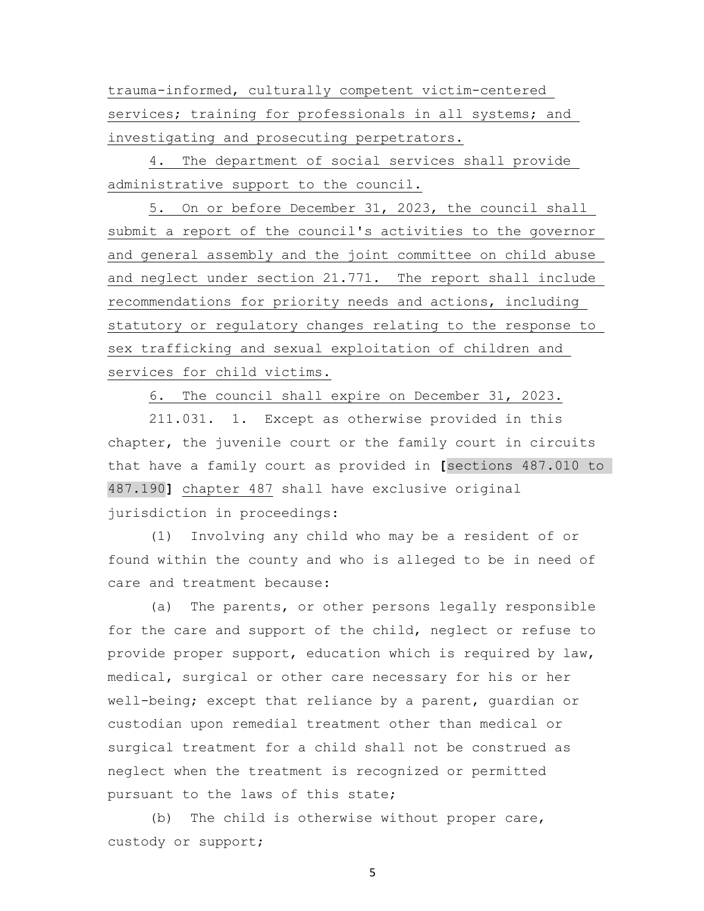trauma-informed, culturally competent victim-centered services; training for professionals in all systems; and investigating and prosecuting perpetrators.

4. The department of social services shall provide administrative support to the council.

5. On or before December 31, 2023, the council shall submit a report of the council's activities to the governor and general assembly and the joint committee on child abuse and neglect under section 21.771. The report shall include recommendations for priority needs and actions, including statutory or regulatory changes relating to the response to sex trafficking and sexual exploitation of children and services for child victims.

6. The council shall expire on December 31, 2023.

211.031. 1. Except as otherwise provided in this chapter, the juvenile court or the family court in circuits that have a family court as provided in **[**sections 487.010 to 487.190**]** chapter 487 shall have exclusive original jurisdiction in proceedings:

(1) Involving any child who may be a resident of or found within the county and who is alleged to be in need of care and treatment because:

(a) The parents, or other persons legally responsible for the care and support of the child, neglect or refuse to provide proper support, education which is required by law, medical, surgical or other care necessary for his or her well-being; except that reliance by a parent, guardian or custodian upon remedial treatment other than medical or surgical treatment for a child shall not be construed as neglect when the treatment is recognized or permitted pursuant to the laws of this state;

(b) The child is otherwise without proper care, custody or support;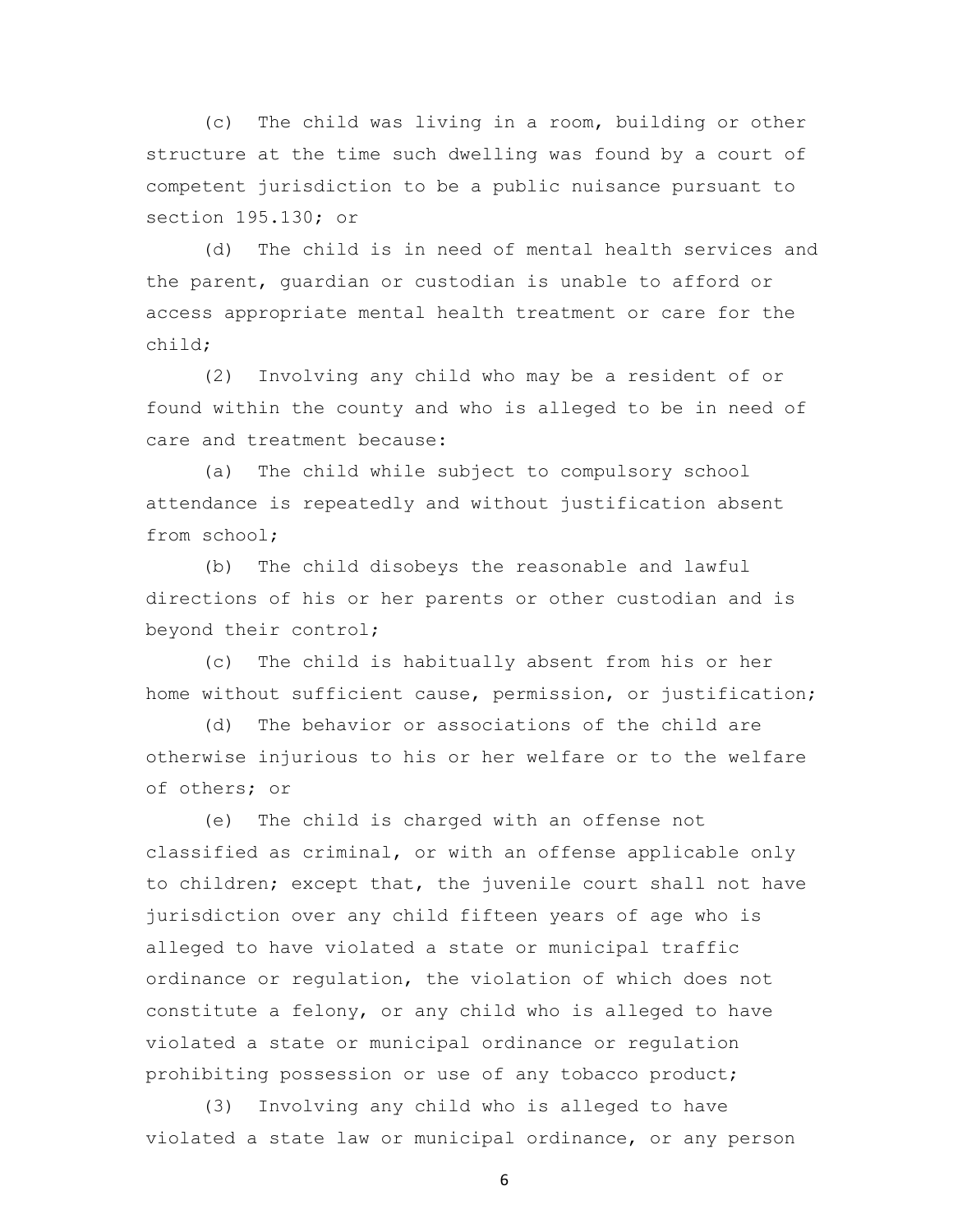(c) The child was living in a room, building or other structure at the time such dwelling was found by a court of competent jurisdiction to be a public nuisance pursuant to section 195.130; or

(d) The child is in need of mental health services and the parent, guardian or custodian is unable to afford or access appropriate mental health treatment or care for the child;

(2) Involving any child who may be a resident of or found within the county and who is alleged to be in need of care and treatment because:

(a) The child while subject to compulsory school attendance is repeatedly and without justification absent from school;

(b) The child disobeys the reasonable and lawful directions of his or her parents or other custodian and is beyond their control;

(c) The child is habitually absent from his or her home without sufficient cause, permission, or justification;

(d) The behavior or associations of the child are otherwise injurious to his or her welfare or to the welfare of others; or

(e) The child is charged with an offense not classified as criminal, or with an offense applicable only to children; except that, the juvenile court shall not have jurisdiction over any child fifteen years of age who is alleged to have violated a state or municipal traffic ordinance or regulation, the violation of which does not constitute a felony, or any child who is alleged to have violated a state or municipal ordinance or regulation prohibiting possession or use of any tobacco product;

(3) Involving any child who is alleged to have violated a state law or municipal ordinance, or any person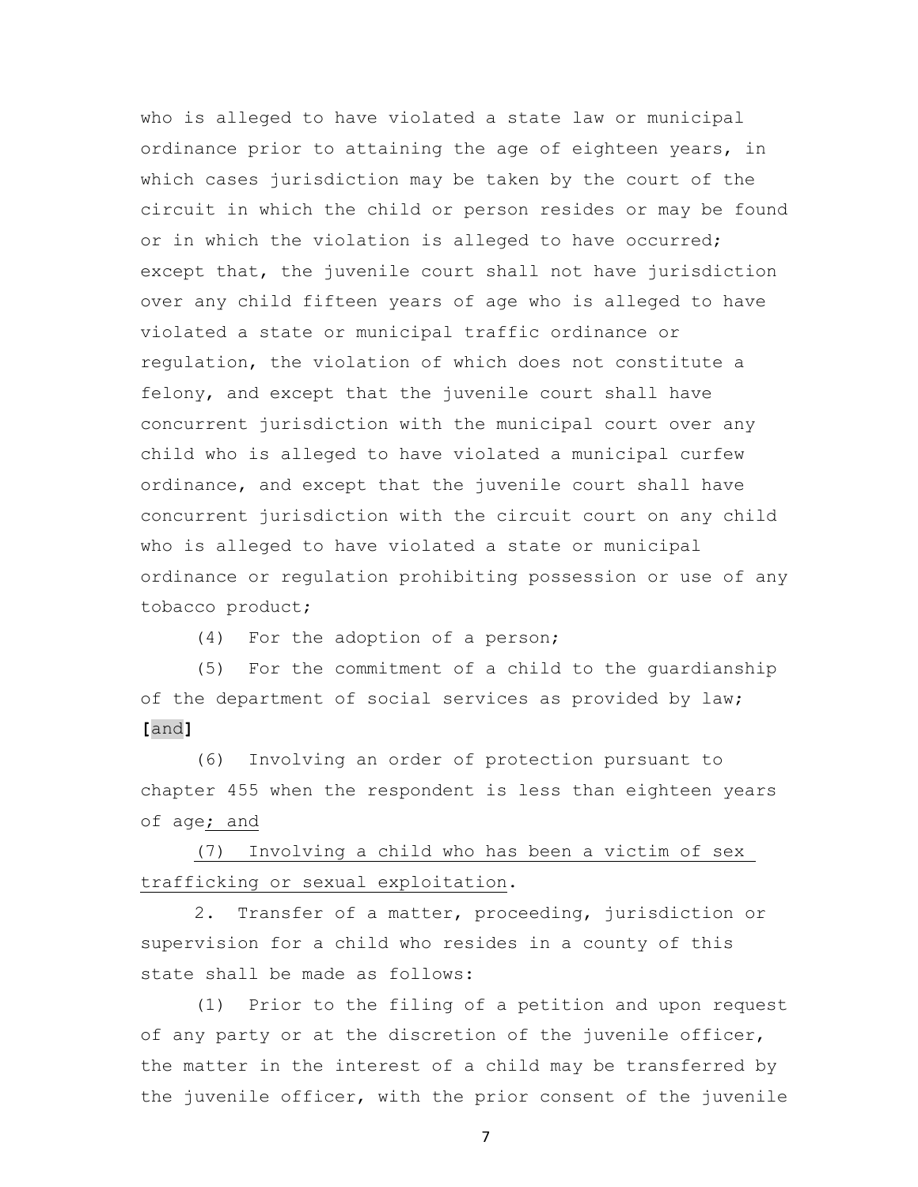who is alleged to have violated a state law or municipal ordinance prior to attaining the age of eighteen years, in which cases jurisdiction may be taken by the court of the circuit in which the child or person resides or may be found or in which the violation is alleged to have occurred; except that, the juvenile court shall not have jurisdiction over any child fifteen years of age who is alleged to have violated a state or municipal traffic ordinance or regulation, the violation of which does not constitute a felony, and except that the juvenile court shall have concurrent jurisdiction with the municipal court over any child who is alleged to have violated a municipal curfew ordinance, and except that the juvenile court shall have concurrent jurisdiction with the circuit court on any child who is alleged to have violated a state or municipal ordinance or regulation prohibiting possession or use of any tobacco product;

(4) For the adoption of a person;

(5) For the commitment of a child to the guardianship of the department of social services as provided by law; **[**and**]**

(6) Involving an order of protection pursuant to chapter 455 when the respondent is less than eighteen years of age<u>; and</u>

<u>(7) Involving a child who has been a victim of sex trafficking or sexual exploitation</u>.

2. Transfer of a matter, proceeding, jurisdiction or supervision for a child who resides in a county of this state shall be made as follows:

(1) Prior to the filing of a petition and upon request of any party or at the discretion of the juvenile officer, the matter in the interest of a child may be transferred by the juvenile officer, with the prior consent of the juvenile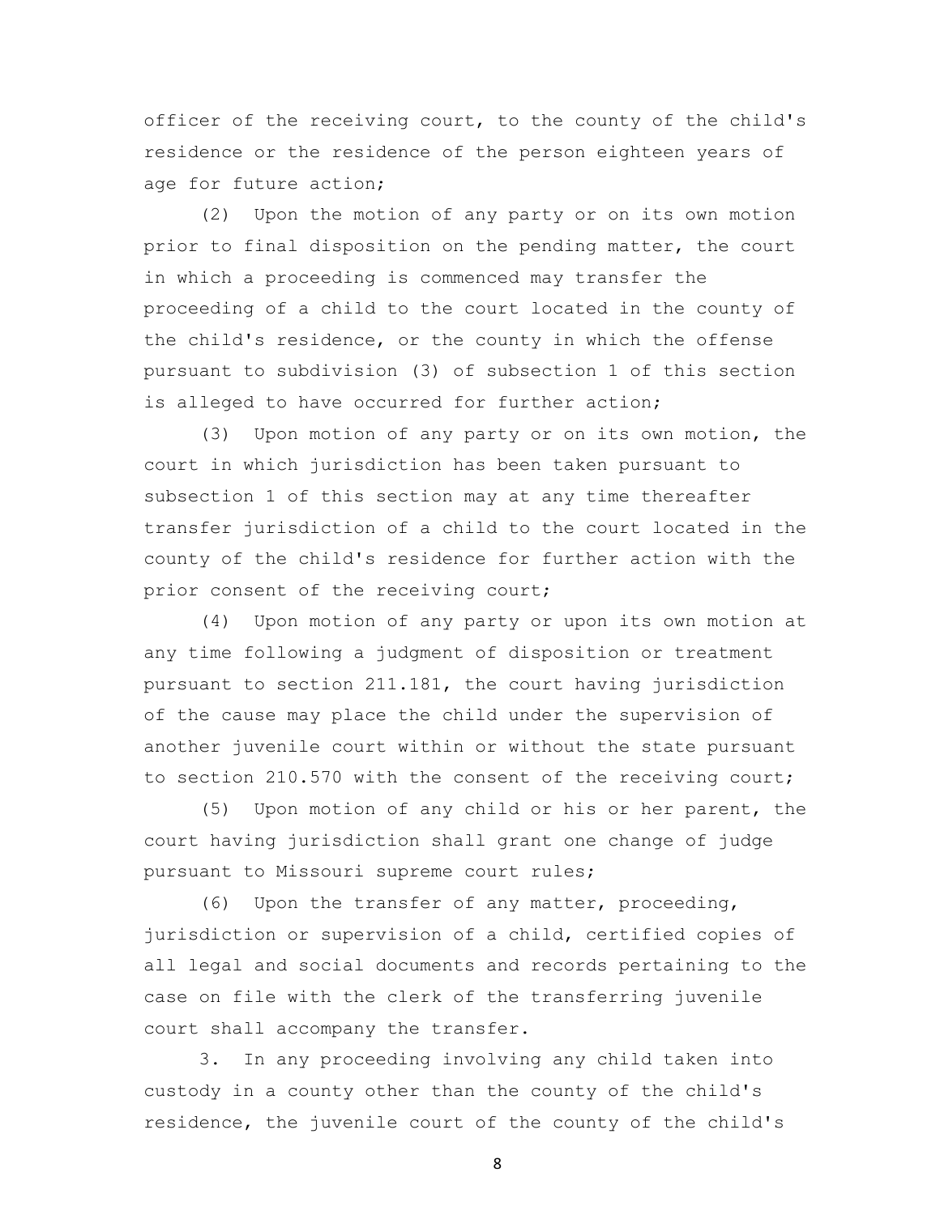officer of the receiving court, to the county of the child's residence or the residence of the person eighteen years of age for future action;

(2) Upon the motion of any party or on its own motion prior to final disposition on the pending matter, the court in which a proceeding is commenced may transfer the proceeding of a child to the court located in the county of the child's residence, or the county in which the offense pursuant to subdivision (3) of subsection 1 of this section is alleged to have occurred for further action;

(3) Upon motion of any party or on its own motion, the court in which jurisdiction has been taken pursuant to subsection 1 of this section may at any time thereafter transfer jurisdiction of a child to the court located in the county of the child's residence for further action with the prior consent of the receiving court;

(4) Upon motion of any party or upon its own motion at any time following a judgment of disposition or treatment pursuant to section 211.181, the court having jurisdiction of the cause may place the child under the supervision of another juvenile court within or without the state pursuant to section 210.570 with the consent of the receiving court;

(5) Upon motion of any child or his or her parent, the court having jurisdiction shall grant one change of judge pursuant to Missouri supreme court rules;

(6) Upon the transfer of any matter, proceeding, jurisdiction or supervision of a child, certified copies of all legal and social documents and records pertaining to the case on file with the clerk of the transferring juvenile court shall accompany the transfer.

3. In any proceeding involving any child taken into custody in a county other than the county of the child's residence, the juvenile court of the county of the child's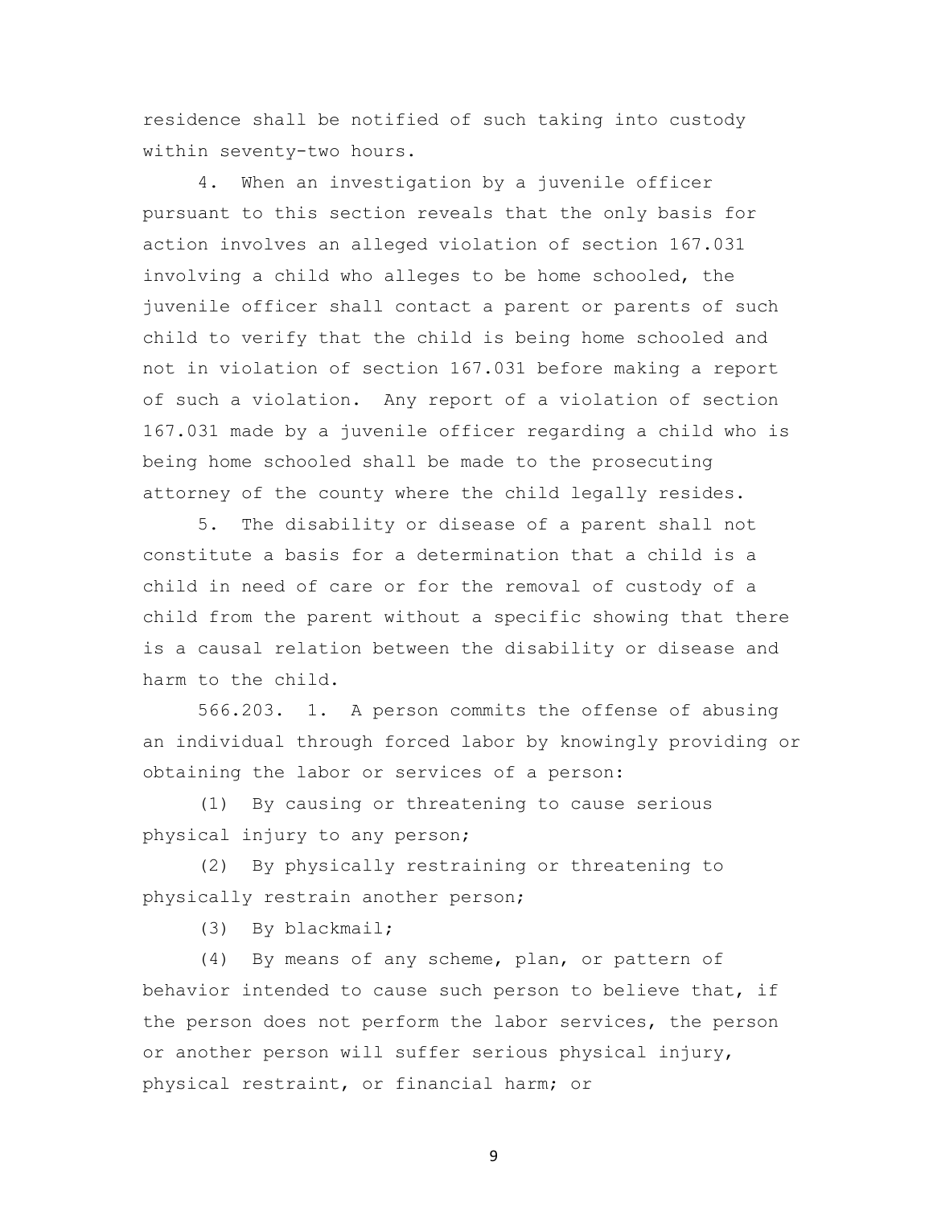residence shall be notified of such taking into custody within seventy-two hours.

4. When an investigation by a juvenile officer pursuant to this section reveals that the only basis for action involves an alleged violation of section 167.031 involving a child who alleges to be home schooled, the juvenile officer shall contact a parent or parents of such child to verify that the child is being home schooled and not in violation of section 167.031 before making a report of such a violation. Any report of a violation of section 167.031 made by a juvenile officer regarding a child who is being home schooled shall be made to the prosecuting attorney of the county where the child legally resides.

5. The disability or disease of a parent shall not constitute a basis for a determination that a child is a child in need of care or for the removal of custody of a child from the parent without a specific showing that there is a causal relation between the disability or disease and harm to the child.

566.203. 1. A person commits the offense of abusing an individual through forced labor by knowingly providing or obtaining the labor or services of a person:

(1) By causing or threatening to cause serious physical injury to any person;

(2) By physically restraining or threatening to physically restrain another person;

(3) By blackmail;

(4) By means of any scheme, plan, or pattern of behavior intended to cause such person to believe that, if the person does not perform the labor services, the person or another person will suffer serious physical injury, physical restraint, or financial harm; or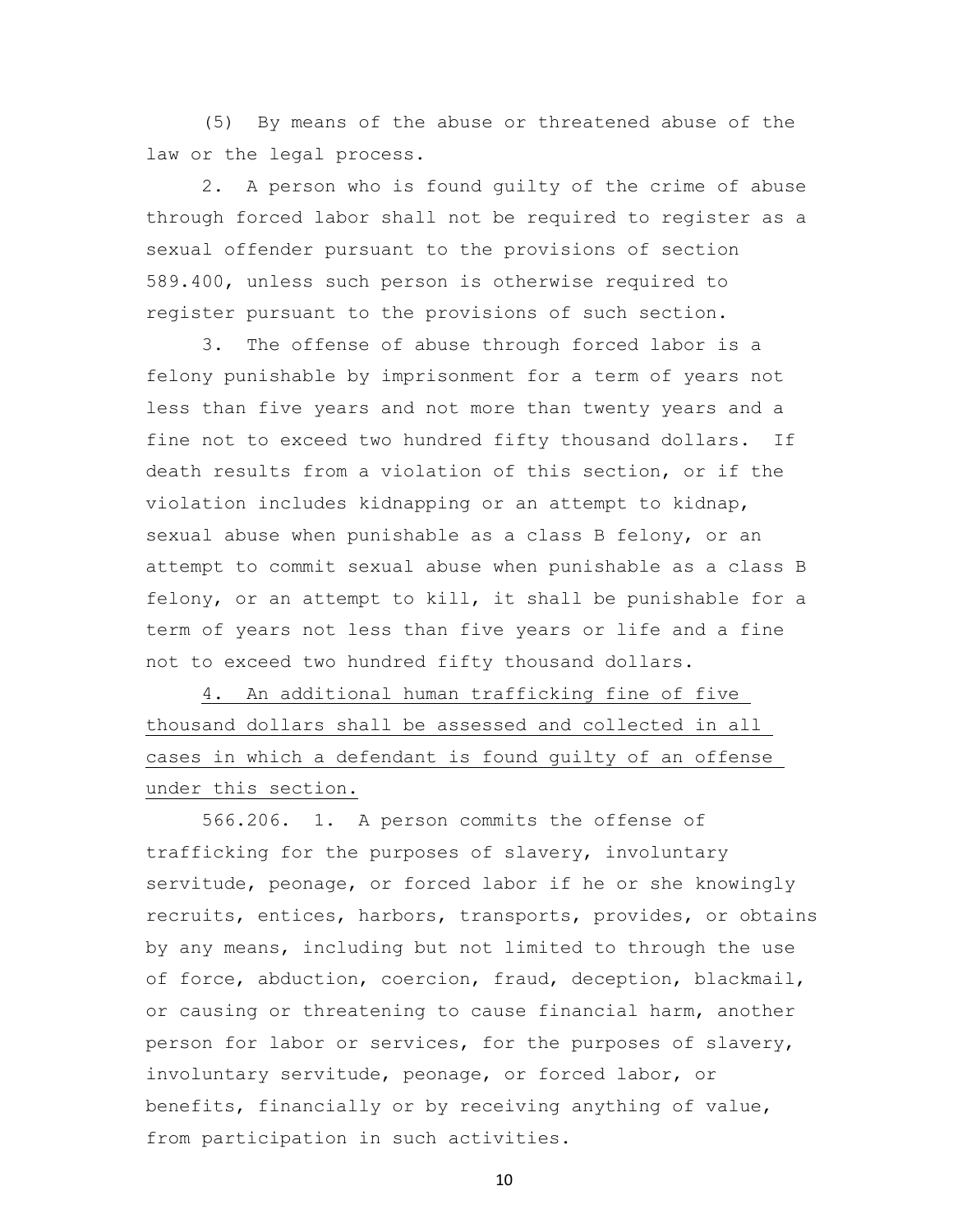(5) By means of the abuse or threatened abuse of the law or the legal process.

2. A person who is found guilty of the crime of abuse through forced labor shall not be required to register as a sexual offender pursuant to the provisions of section 589.400, unless such person is otherwise required to register pursuant to the provisions of such section.

3. The offense of abuse through forced labor is a felony punishable by imprisonment for a term of years not less than five years and not more than twenty years and a fine not to exceed two hundred fifty thousand dollars. If death results from a violation of this section, or if the violation includes kidnapping or an attempt to kidnap, sexual abuse when punishable as a class B felony, or an attempt to commit sexual abuse when punishable as a class B felony, or an attempt to kill, it shall be punishable for a term of years not less than five years or life and a fine not to exceed two hundred fifty thousand dollars.

<u>4. An additional human trafficking fine of five thousand dollars shall be assessed and collected in all cases in which a defendant is found guilty of an offense under this section.</u>

566.206. 1. A person commits the offense of trafficking for the purposes of slavery, involuntary servitude, peonage, or forced labor if he or she knowingly recruits, entices, harbors, transports, provides, or obtains by any means, including but not limited to through the use of force, abduction, coercion, fraud, deception, blackmail, or causing or threatening to cause financial harm, another person for labor or services, for the purposes of slavery, involuntary servitude, peonage, or forced labor, or benefits, financially or by receiving anything of value, from participation in such activities.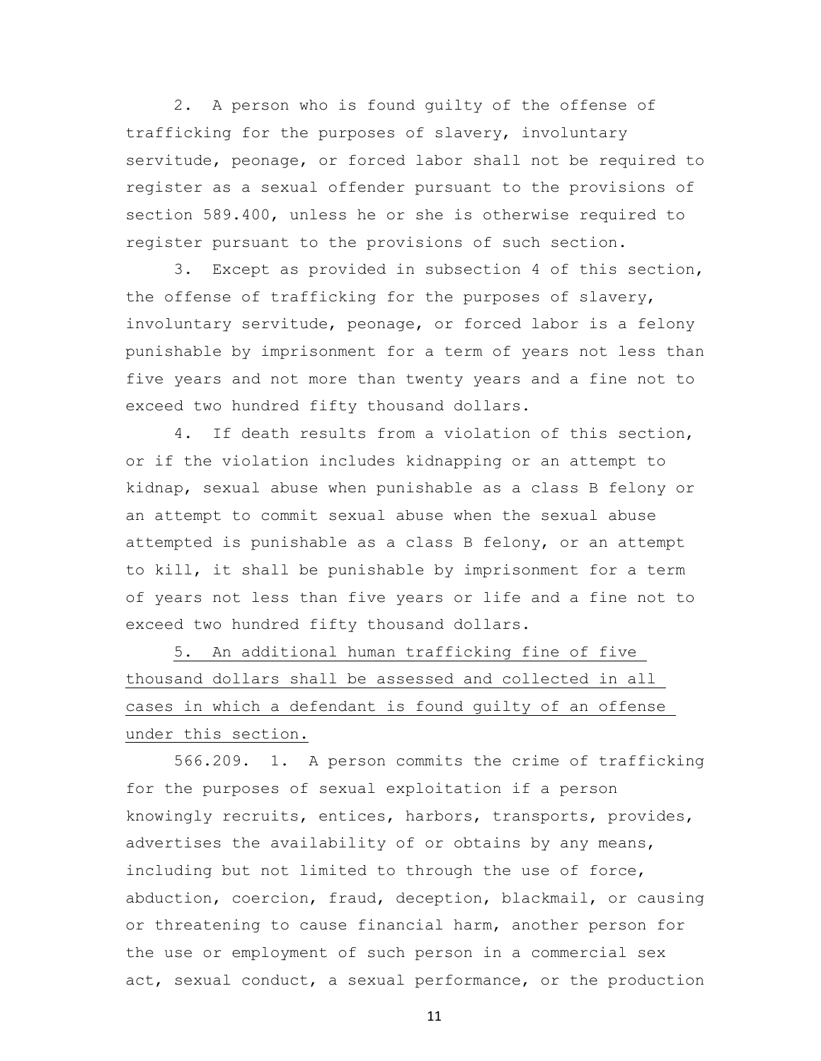2. A person who is found guilty of the offense of trafficking for the purposes of slavery, involuntary servitude, peonage, or forced labor shall not be required to register as a sexual offender pursuant to the provisions of section 589.400, unless he or she is otherwise required to register pursuant to the provisions of such section.

3. Except as provided in subsection 4 of this section, the offense of trafficking for the purposes of slavery, involuntary servitude, peonage, or forced labor is a felony punishable by imprisonment for a term of years not less than five years and not more than twenty years and a fine not to exceed two hundred fifty thousand dollars.

4. If death results from a violation of this section, or if the violation includes kidnapping or an attempt to kidnap, sexual abuse when punishable as a class B felony or an attempt to commit sexual abuse when the sexual abuse attempted is punishable as a class B felony, or an attempt to kill, it shall be punishable by imprisonment for a term of years not less than five years or life and a fine not to exceed two hundred fifty thousand dollars.

<u>5. An additional human trafficking fine of five thousand dollars shall be assessed and collected in all cases in which a defendant is found guilty of an offense under this section.</u>

566.209. 1. A person commits the crime of trafficking for the purposes of sexual exploitation if a person knowingly recruits, entices, harbors, transports, provides, advertises the availability of or obtains by any means, including but not limited to through the use of force, abduction, coercion, fraud, deception, blackmail, or causing or threatening to cause financial harm, another person for the use or employment of such person in a commercial sex act, sexual conduct, a sexual performance, or the production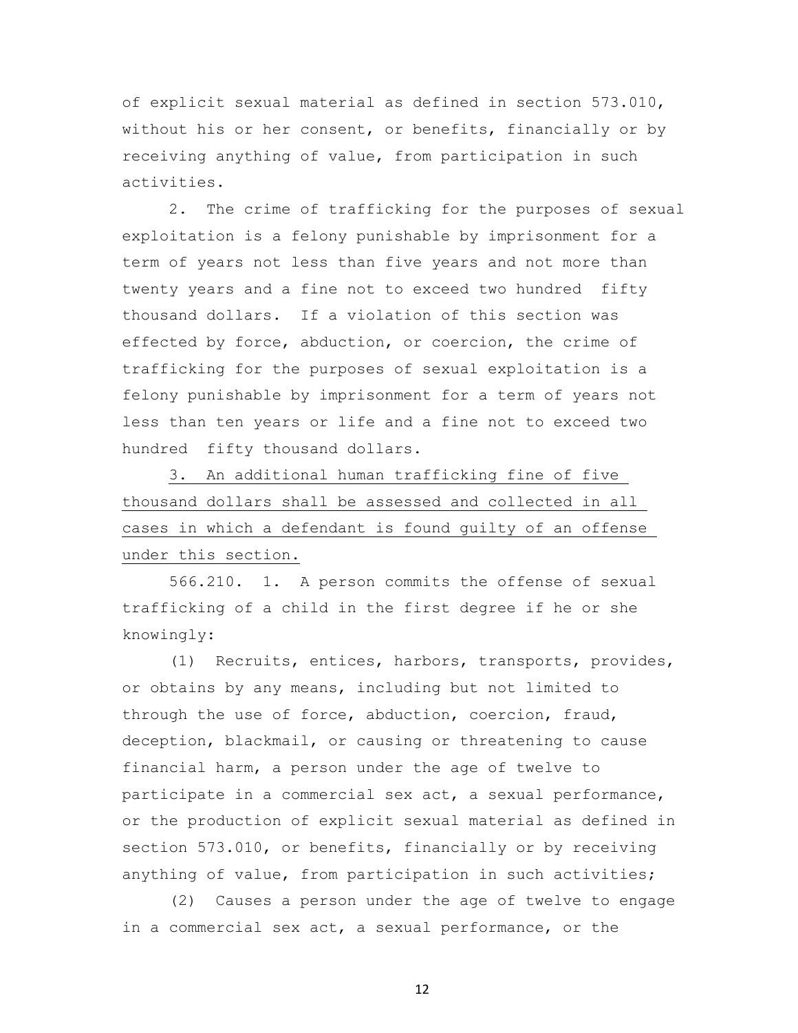of explicit sexual material as defined in section 573.010, without his or her consent, or benefits, financially or by receiving anything of value, from participation in such activities.

2. The crime of trafficking for the purposes of sexual exploitation is a felony punishable by imprisonment for a term of years not less than five years and not more than twenty years and a fine not to exceed two hundred fifty thousand dollars. If a violation of this section was effected by force, abduction, or coercion, the crime of trafficking for the purposes of sexual exploitation is a felony punishable by imprisonment for a term of years not less than ten years or life and a fine not to exceed two hundred fifty thousand dollars.

<u>3. An additional human trafficking fine of five thousand dollars shall be assessed and collected in all cases in which a defendant is found guilty of an offense under this section.</u>

566.210. 1. A person commits the offense of sexual trafficking of a child in the first degree if he or she knowingly:

(1) Recruits, entices, harbors, transports, provides, or obtains by any means, including but not limited to through the use of force, abduction, coercion, fraud, deception, blackmail, or causing or threatening to cause financial harm, a person under the age of twelve to participate in a commercial sex act, a sexual performance, or the production of explicit sexual material as defined in section 573.010, or benefits, financially or by receiving anything of value, from participation in such activities;

(2) Causes a person under the age of twelve to engage in a commercial sex act, a sexual performance, or the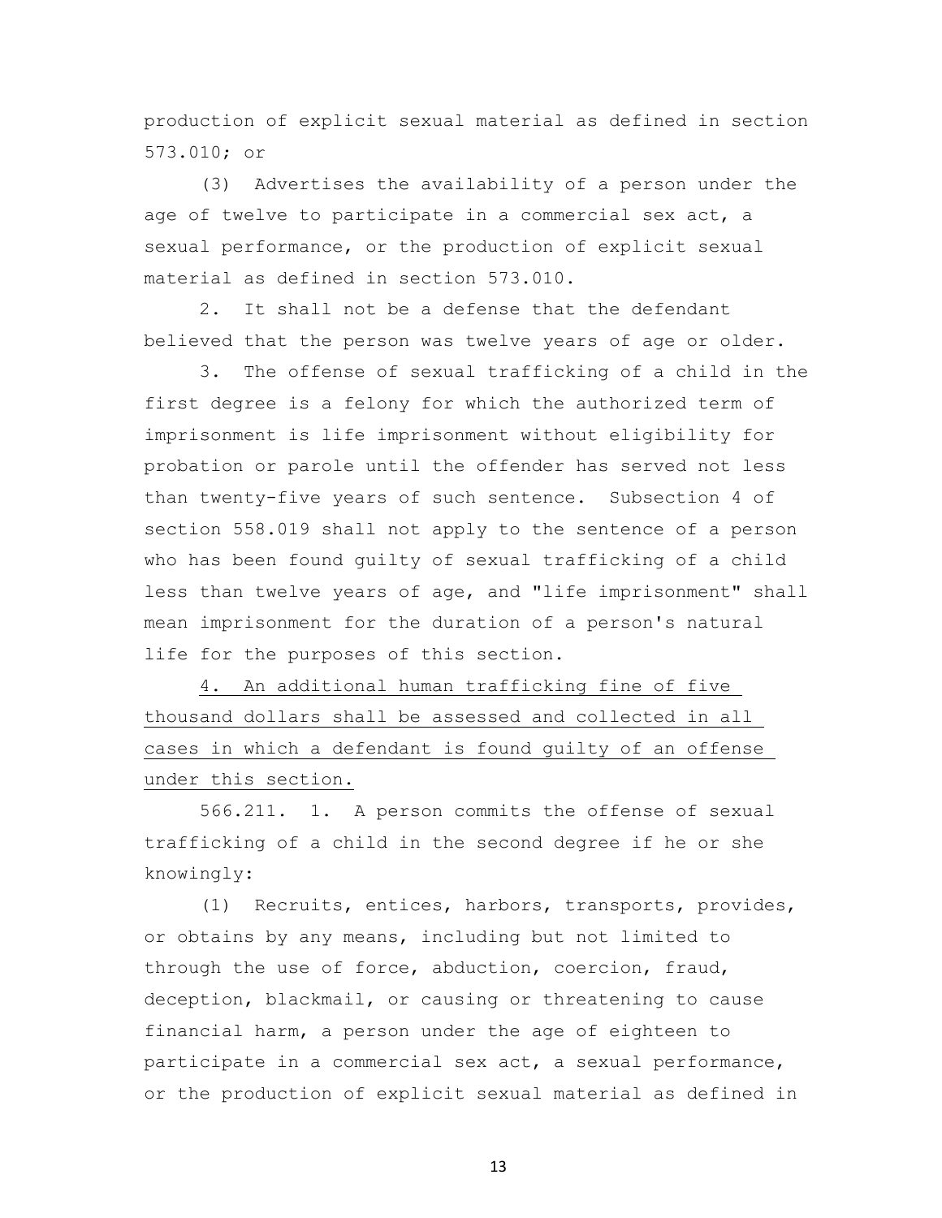production of explicit sexual material as defined in section 573.010; or

(3) Advertises the availability of a person under the age of twelve to participate in a commercial sex act, a sexual performance, or the production of explicit sexual material as defined in section 573.010.

2. It shall not be a defense that the defendant believed that the person was twelve years of age or older.

3. The offense of sexual trafficking of a child in the first degree is a felony for which the authorized term of imprisonment is life imprisonment without eligibility for probation or parole until the offender has served not less than twenty-five years of such sentence. Subsection 4 of section 558.019 shall not apply to the sentence of a person who has been found guilty of sexual trafficking of a child less than twelve years of age, and "life imprisonment" shall mean imprisonment for the duration of a person's natural life for the purposes of this section.

<u>4. An additional human trafficking fine of five thousand dollars shall be assessed and collected in all cases in which a defendant is found guilty of an offense under this section.</u>

566.211. 1. A person commits the offense of sexual trafficking of a child in the second degree if he or she knowingly:

(1) Recruits, entices, harbors, transports, provides, or obtains by any means, including but not limited to through the use of force, abduction, coercion, fraud, deception, blackmail, or causing or threatening to cause financial harm, a person under the age of eighteen to participate in a commercial sex act, a sexual performance, or the production of explicit sexual material as defined in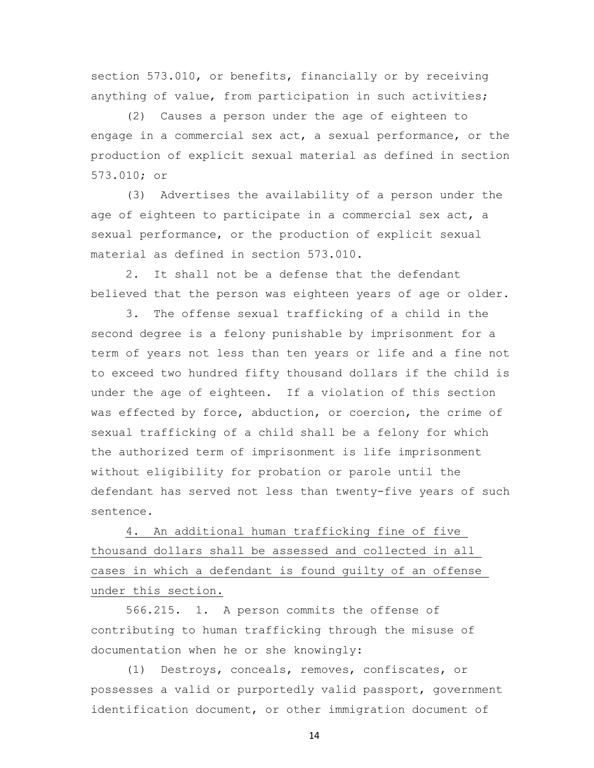section 573.010, or benefits, financially or by receiving anything of value, from participation in such activities;

(2) Causes a person under the age of eighteen to engage in a commercial sex act, a sexual performance, or the production of explicit sexual material as defined in section 573.010; or

(3) Advertises the availability of a person under the age of eighteen to participate in a commercial sex act, a sexual performance, or the production of explicit sexual material as defined in section 573.010.

2. It shall not be a defense that the defendant believed that the person was eighteen years of age or older.

3. The offense sexual trafficking of a child in the second degree is a felony punishable by imprisonment for a term of years not less than ten years or life and a fine not to exceed two hundred fifty thousand dollars if the child is under the age of eighteen. If a violation of this section was effected by force, abduction, or coercion, the crime of sexual trafficking of a child shall be a felony for which the authorized term of imprisonment is life imprisonment without eligibility for probation or parole until the defendant has served not less than twenty-five years of such sentence.

<u>4. An additional human trafficking fine of five thousand dollars shall be assessed and collected in all cases in which a defendant is found guilty of an offense under this section.</u>

566.215. 1. A person commits the offense of contributing to human trafficking through the misuse of documentation when he or she knowingly:

(1) Destroys, conceals, removes, confiscates, or possesses a valid or purportedly valid passport, government identification document, or other immigration document of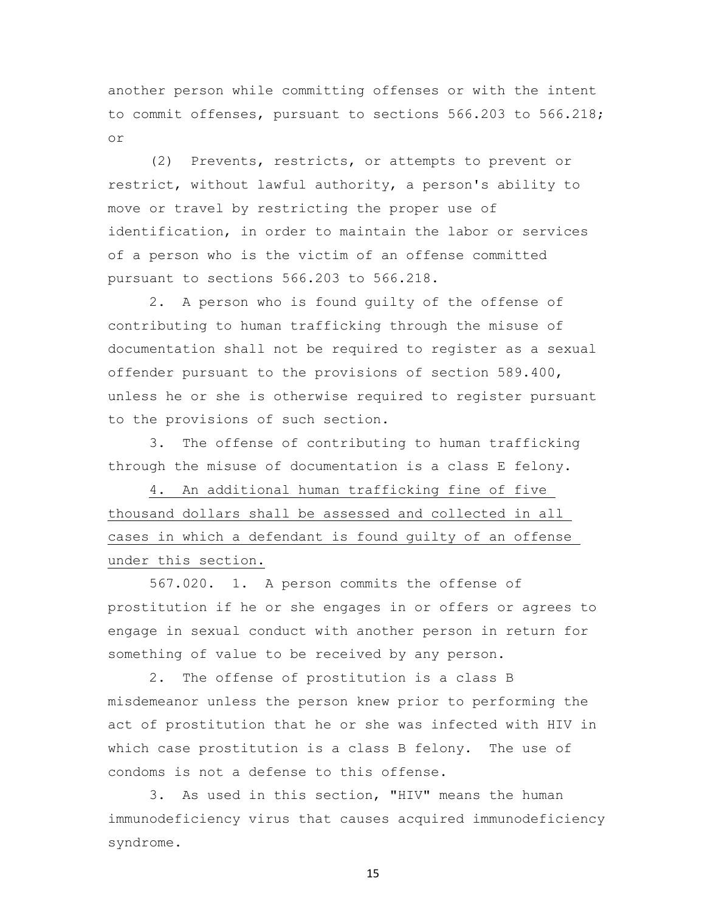another person while committing offenses or with the intent to commit offenses, pursuant to sections 566.203 to 566.218; or

(2) Prevents, restricts, or attempts to prevent or restrict, without lawful authority, a person's ability to move or travel by restricting the proper use of identification, in order to maintain the labor or services of a person who is the victim of an offense committed pursuant to sections 566.203 to 566.218.

2. A person who is found guilty of the offense of contributing to human trafficking through the misuse of documentation shall not be required to register as a sexual offender pursuant to the provisions of section 589.400, unless he or she is otherwise required to register pursuant to the provisions of such section.

3. The offense of contributing to human trafficking through the misuse of documentation is a class E felony.

<u>4. An additional human trafficking fine of five thousand dollars shall be assessed and collected in all cases in which a defendant is found guilty of an offense under this section.</u>

567.020. 1. A person commits the offense of prostitution if he or she engages in or offers or agrees to engage in sexual conduct with another person in return for something of value to be received by any person.

2. The offense of prostitution is a class B misdemeanor unless the person knew prior to performing the act of prostitution that he or she was infected with HIV in which case prostitution is a class B felony. The use of condoms is not a defense to this offense.

3. As used in this section, "HIV" means the human immunodeficiency virus that causes acquired immunodeficiency syndrome.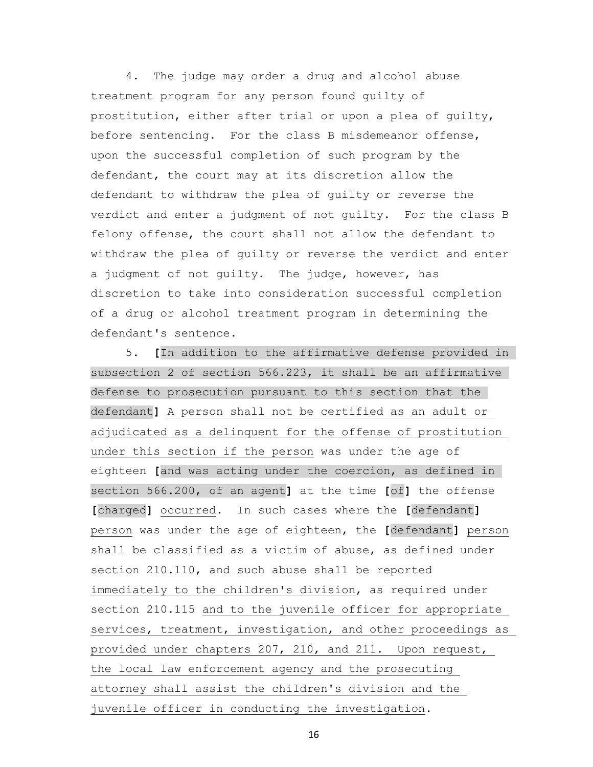4. The judge may order a drug and alcohol abuse treatment program for any person found guilty of prostitution, either after trial or upon a plea of guilty, before sentencing. For the class B misdemeanor offense, upon the successful completion of such program by the defendant, the court may at its discretion allow the defendant to withdraw the plea of guilty or reverse the verdict and enter a judgment of not guilty. For the class B felony offense, the court shall not allow the defendant to withdraw the plea of guilty or reverse the verdict and enter a judgment of not guilty. The judge, however, has discretion to take into consideration successful completion of a drug or alcohol treatment program in determining the defendant's sentence.

5. **[**In addition to the affirmative defense provided in subsection 2 of section 566.223, it shall be an affirmative defense to prosecution pursuant to this section that the defendant**]** A person shall not be certified as an adult or adjudicated as a delinquent for the offense of prostitution under this section if the person was under the age of eighteen **[**and was acting under the coercion, as defined in section 566.200, of an agent**]** at the time **[**of**]** the offense **[**charged**]** occurred. In such cases where the **[**defendant**]** person was under the age of eighteen, the **[**defendant**]** person shall be classified as a victim of abuse, as defined under section 210.110, and such abuse shall be reported immediately to the children's division, as required under section 210.115 and to the juvenile officer for appropriate services, treatment, investigation, and other proceedings as provided under chapters 207, 210, and 211. Upon request, the local law enforcement agency and the prosecuting attorney shall assist the children's division and the juvenile officer in conducting the investigation.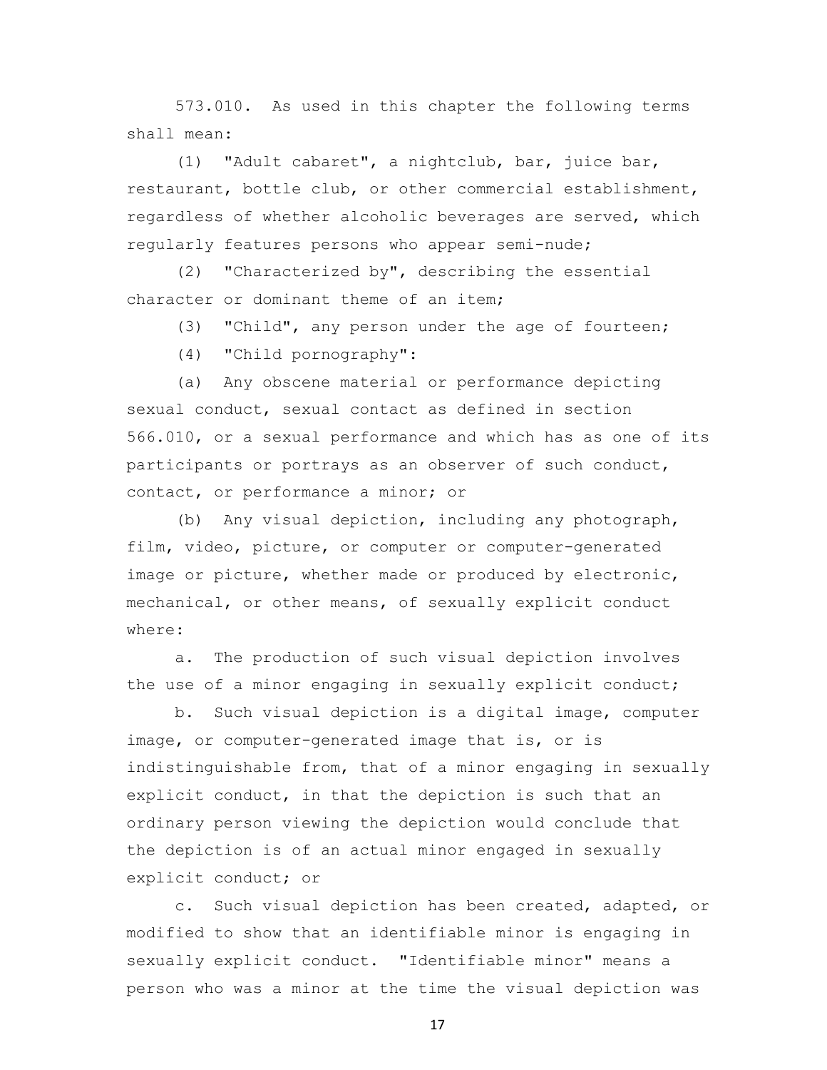573.010. As used in this chapter the following terms shall mean:

(1) "Adult cabaret", a nightclub, bar, juice bar, restaurant, bottle club, or other commercial establishment, regardless of whether alcoholic beverages are served, which regularly features persons who appear semi-nude;

(2) "Characterized by", describing the essential character or dominant theme of an item;

(3) "Child", any person under the age of fourteen;

(4) "Child pornography":

(a) Any obscene material or performance depicting sexual conduct, sexual contact as defined in section 566.010, or a sexual performance and which has as one of its participants or portrays as an observer of such conduct, contact, or performance a minor; or

(b) Any visual depiction, including any photograph, film, video, picture, or computer or computer-generated image or picture, whether made or produced by electronic, mechanical, or other means, of sexually explicit conduct where:

a. The production of such visual depiction involves the use of a minor engaging in sexually explicit conduct;

b. Such visual depiction is a digital image, computer image, or computer-generated image that is, or is indistinguishable from, that of a minor engaging in sexually explicit conduct, in that the depiction is such that an ordinary person viewing the depiction would conclude that the depiction is of an actual minor engaged in sexually explicit conduct; or

c. Such visual depiction has been created, adapted, or modified to show that an identifiable minor is engaging in sexually explicit conduct. "Identifiable minor" means a person who was a minor at the time the visual depiction was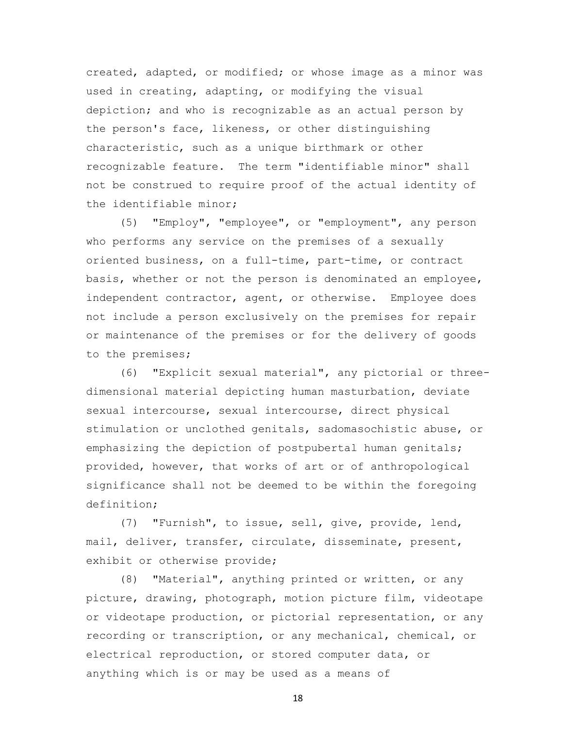created, adapted, or modified; or whose image as a minor was used in creating, adapting, or modifying the visual depiction; and who is recognizable as an actual person by the person's face, likeness, or other distinguishing characteristic, such as a unique birthmark or other recognizable feature. The term "identifiable minor" shall not be construed to require proof of the actual identity of the identifiable minor;

(5) "Employ", "employee", or "employment", any person who performs any service on the premises of a sexually oriented business, on a full-time, part-time, or contract basis, whether or not the person is denominated an employee, independent contractor, agent, or otherwise. Employee does not include a person exclusively on the premises for repair or maintenance of the premises or for the delivery of goods to the premises;

(6) "Explicit sexual material", any pictorial or three-dimensional material depicting human masturbation, deviate sexual intercourse, sexual intercourse, direct physical stimulation or unclothed genitals, sadomasochistic abuse, or emphasizing the depiction of postpubertal human genitals; provided, however, that works of art or of anthropological significance shall not be deemed to be within the foregoing definition;

(7) "Furnish", to issue, sell, give, provide, lend, mail, deliver, transfer, circulate, disseminate, present, exhibit or otherwise provide;

(8) "Material", anything printed or written, or any picture, drawing, photograph, motion picture film, videotape or videotape production, or pictorial representation, or any recording or transcription, or any mechanical, chemical, or electrical reproduction, or stored computer data, or anything which is or may be used as a means of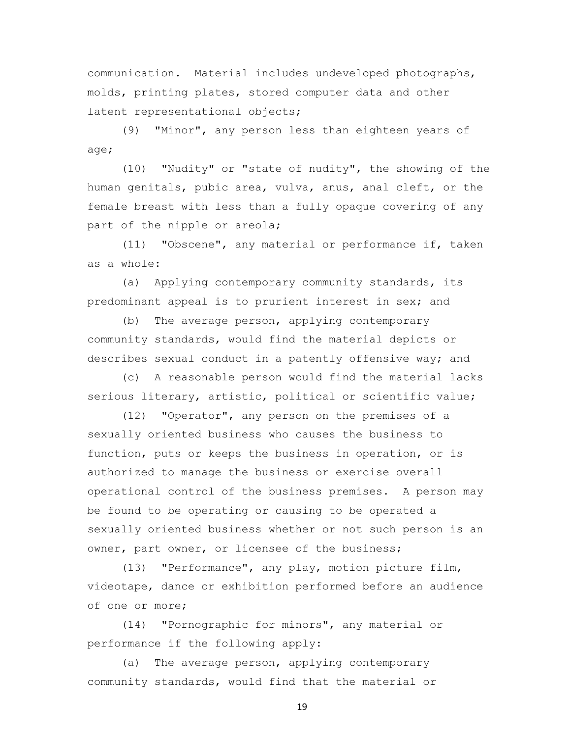communication. Material includes undeveloped photographs, molds, printing plates, stored computer data and other latent representational objects;

(9) "Minor", any person less than eighteen years of age;

(10) "Nudity" or "state of nudity", the showing of the human genitals, pubic area, vulva, anus, anal cleft, or the female breast with less than a fully opaque covering of any part of the nipple or areola;

(11) "Obscene", any material or performance if, taken as a whole:

(a) Applying contemporary community standards, its predominant appeal is to prurient interest in sex; and

(b) The average person, applying contemporary community standards, would find the material depicts or describes sexual conduct in a patently offensive way; and

(c) A reasonable person would find the material lacks serious literary, artistic, political or scientific value;

(12) "Operator", any person on the premises of a sexually oriented business who causes the business to function, puts or keeps the business in operation, or is authorized to manage the business or exercise overall operational control of the business premises. A person may be found to be operating or causing to be operated a sexually oriented business whether or not such person is an owner, part owner, or licensee of the business;

(13) "Performance", any play, motion picture film, videotape, dance or exhibition performed before an audience of one or more;

(14) "Pornographic for minors", any material or performance if the following apply:

(a) The average person, applying contemporary community standards, would find that the material or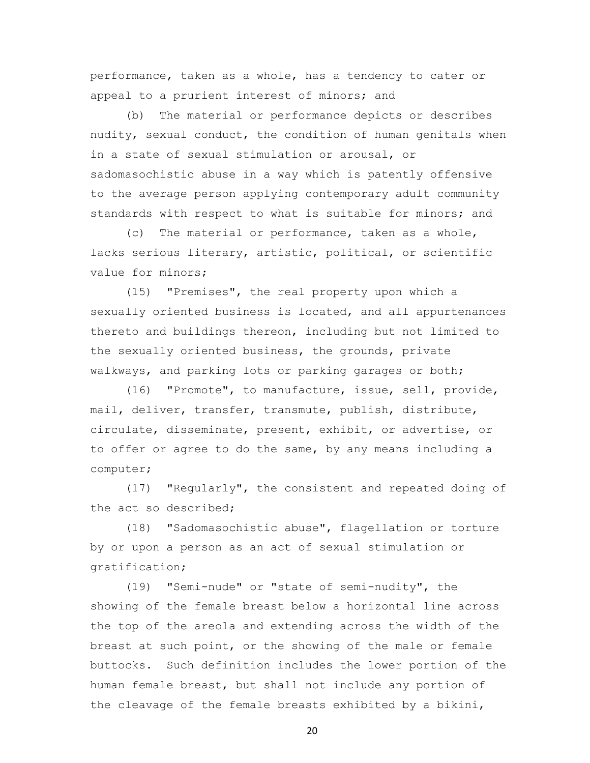performance, taken as a whole, has a tendency to cater or appeal to a prurient interest of minors; and

(b) The material or performance depicts or describes nudity, sexual conduct, the condition of human genitals when in a state of sexual stimulation or arousal, or sadomasochistic abuse in a way which is patently offensive to the average person applying contemporary adult community standards with respect to what is suitable for minors; and

(c) The material or performance, taken as a whole, lacks serious literary, artistic, political, or scientific value for minors;

(15) "Premises", the real property upon which a sexually oriented business is located, and all appurtenances thereto and buildings thereon, including but not limited to the sexually oriented business, the grounds, private walkways, and parking lots or parking garages or both;

(16) "Promote", to manufacture, issue, sell, provide, mail, deliver, transfer, transmute, publish, distribute, circulate, disseminate, present, exhibit, or advertise, or to offer or agree to do the same, by any means including a computer;

(17) "Regularly", the consistent and repeated doing of the act so described;

(18) "Sadomasochistic abuse", flagellation or torture by or upon a person as an act of sexual stimulation or gratification;

(19) "Semi-nude" or "state of semi-nudity", the showing of the female breast below a horizontal line across the top of the areola and extending across the width of the breast at such point, or the showing of the male or female buttocks. Such definition includes the lower portion of the human female breast, but shall not include any portion of the cleavage of the female breasts exhibited by a bikini,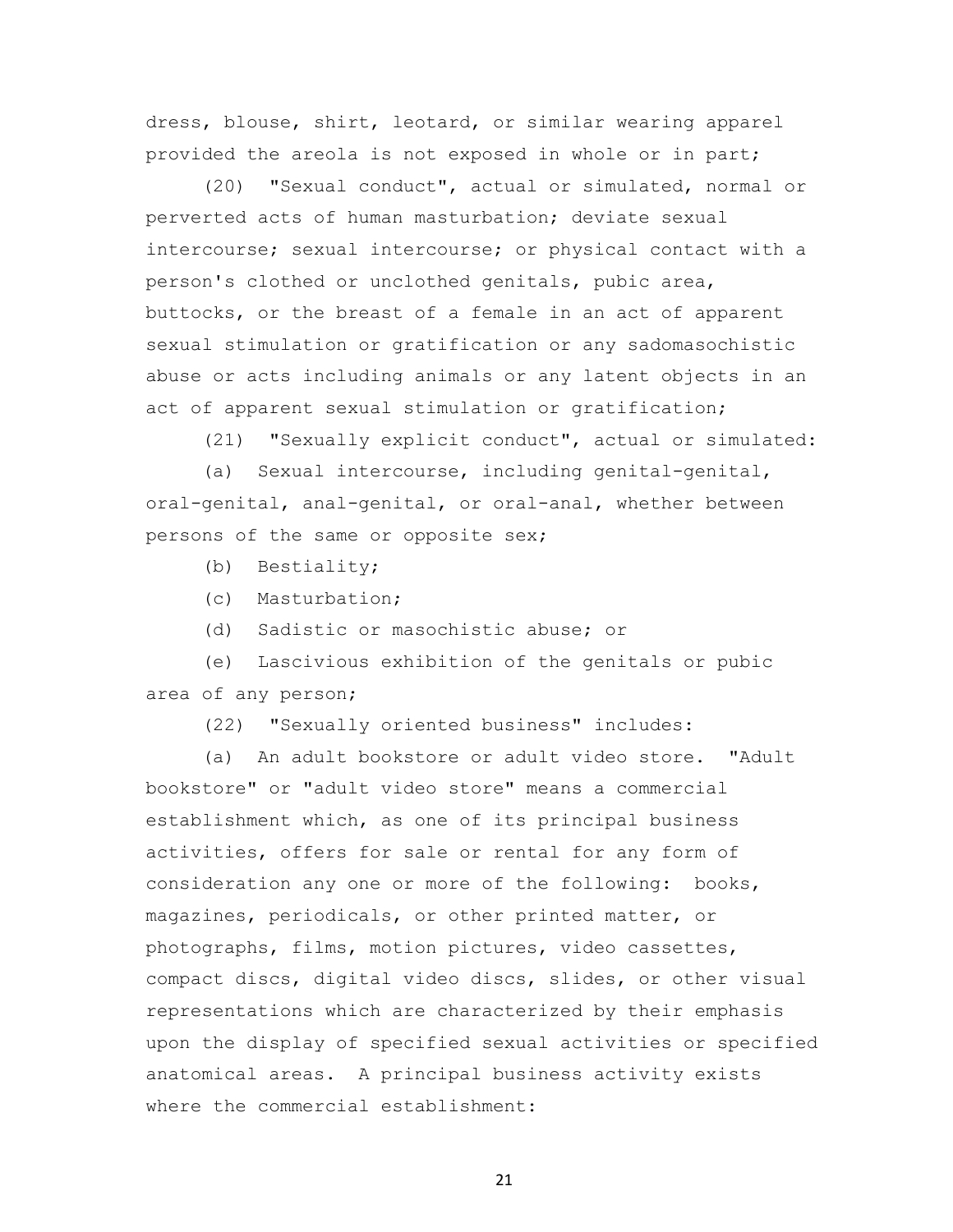dress, blouse, shirt, leotard, or similar wearing apparel provided the areola is not exposed in whole or in part;

(20) "Sexual conduct", actual or simulated, normal or perverted acts of human masturbation; deviate sexual intercourse; sexual intercourse; or physical contact with a person's clothed or unclothed genitals, pubic area, buttocks, or the breast of a female in an act of apparent sexual stimulation or gratification or any sadomasochistic abuse or acts including animals or any latent objects in an act of apparent sexual stimulation or gratification;

(21) "Sexually explicit conduct", actual or simulated:

(a) Sexual intercourse, including genital-genital, oral-genital, anal-genital, or oral-anal, whether between persons of the same or opposite sex;

(b) Bestiality;

(c) Masturbation;

(d) Sadistic or masochistic abuse; or

(e) Lascivious exhibition of the genitals or pubic area of any person;

(22) "Sexually oriented business" includes:

(a) An adult bookstore or adult video store. "Adult bookstore" or "adult video store" means a commercial establishment which, as one of its principal business activities, offers for sale or rental for any form of consideration any one or more of the following: books, magazines, periodicals, or other printed matter, or photographs, films, motion pictures, video cassettes, compact discs, digital video discs, slides, or other visual representations which are characterized by their emphasis upon the display of specified sexual activities or specified anatomical areas. A principal business activity exists where the commercial establishment: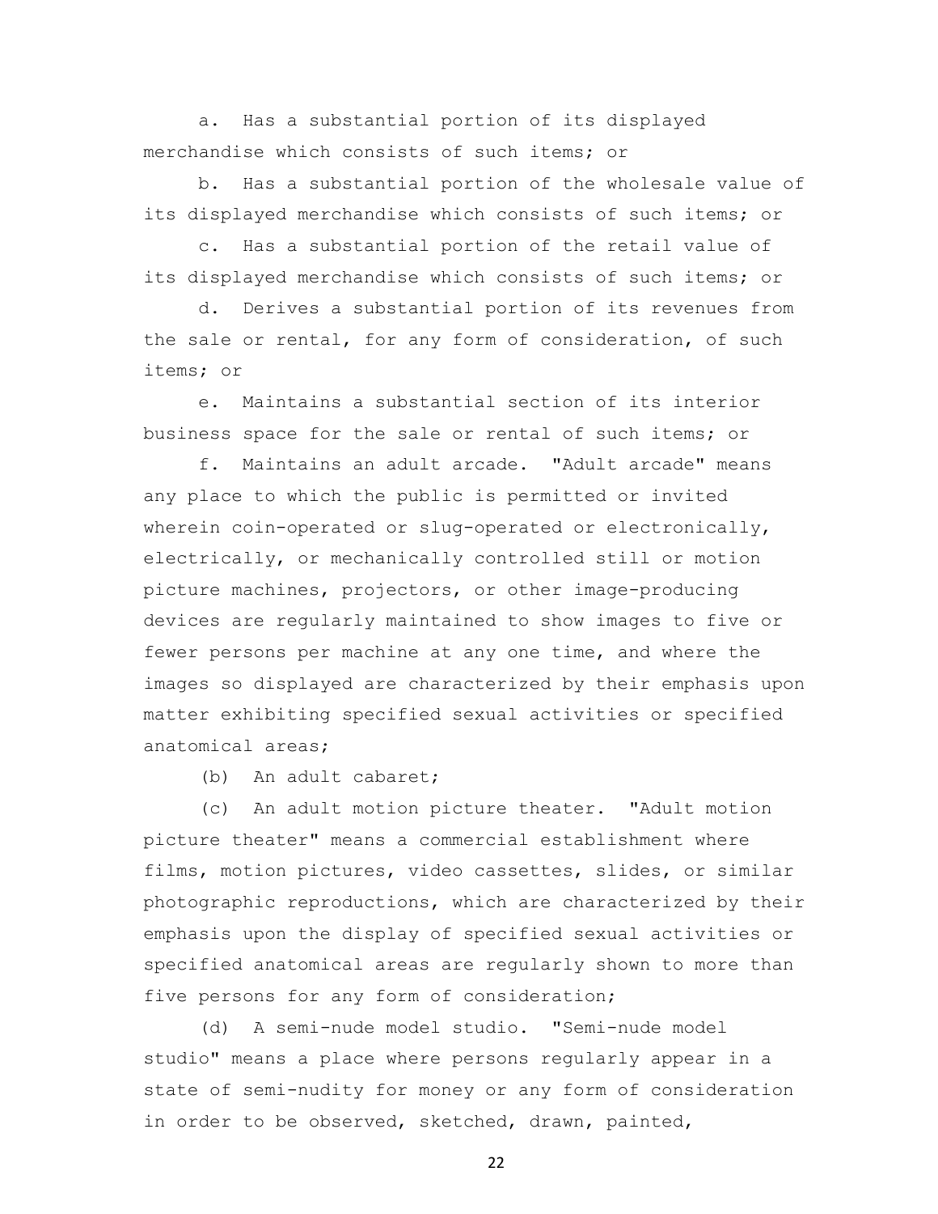a. Has a substantial portion of its displayed merchandise which consists of such items; or

b. Has a substantial portion of the wholesale value of its displayed merchandise which consists of such items; or

c. Has a substantial portion of the retail value of its displayed merchandise which consists of such items; or

d. Derives a substantial portion of its revenues from the sale or rental, for any form of consideration, of such items; or

e. Maintains a substantial section of its interior business space for the sale or rental of such items; or

f. Maintains an adult arcade. "Adult arcade" means any place to which the public is permitted or invited wherein coin-operated or slug-operated or electronically, electrically, or mechanically controlled still or motion picture machines, projectors, or other image-producing devices are regularly maintained to show images to five or fewer persons per machine at any one time, and where the images so displayed are characterized by their emphasis upon matter exhibiting specified sexual activities or specified anatomical areas;

(b) An adult cabaret;

(c) An adult motion picture theater. "Adult motion picture theater" means a commercial establishment where films, motion pictures, video cassettes, slides, or similar photographic reproductions, which are characterized by their emphasis upon the display of specified sexual activities or specified anatomical areas are regularly shown to more than five persons for any form of consideration;

(d) A semi-nude model studio. "Semi-nude model studio" means a place where persons regularly appear in a state of semi-nudity for money or any form of consideration in order to be observed, sketched, drawn, painted,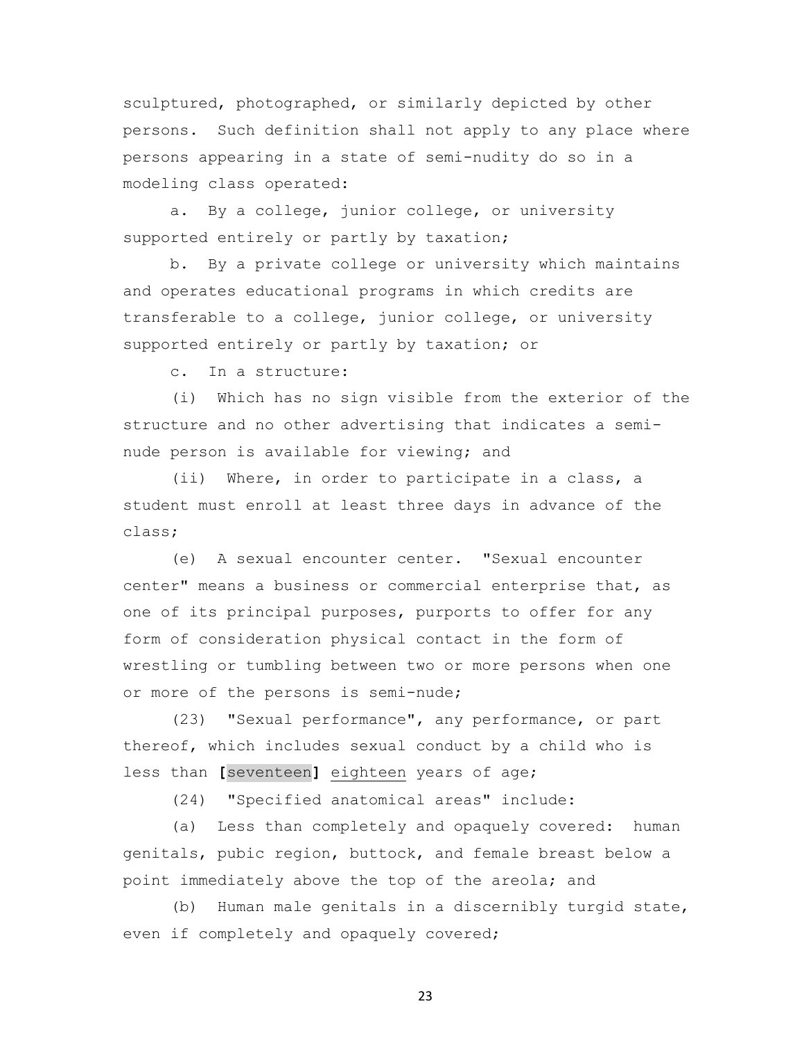sculptured, photographed, or similarly depicted by other persons. Such definition shall not apply to any place where persons appearing in a state of semi-nudity do so in a modeling class operated:

a. By a college, junior college, or university supported entirely or partly by taxation;

b. By a private college or university which maintains and operates educational programs in which credits are transferable to a college, junior college, or university supported entirely or partly by taxation; or

c. In a structure:

(i) Which has no sign visible from the exterior of the structure and no other advertising that indicates a semi-nude person is available for viewing; and

(ii) Where, in order to participate in a class, a student must enroll at least three days in advance of the class;

(e) A sexual encounter center. "Sexual encounter center" means a business or commercial enterprise that, as one of its principal purposes, purports to offer for any form of consideration physical contact in the form of wrestling or tumbling between two or more persons when one or more of the persons is semi-nude;

(23) "Sexual performance", any performance, or part thereof, which includes sexual conduct by a child who is less than **[**seventeen**]** <u>eighteen</u> years of age;

(24) "Specified anatomical areas" include:

(a) Less than completely and opaquely covered: human genitals, pubic region, buttock, and female breast below a point immediately above the top of the areola; and

(b) Human male genitals in a discernibly turgid state, even if completely and opaquely covered;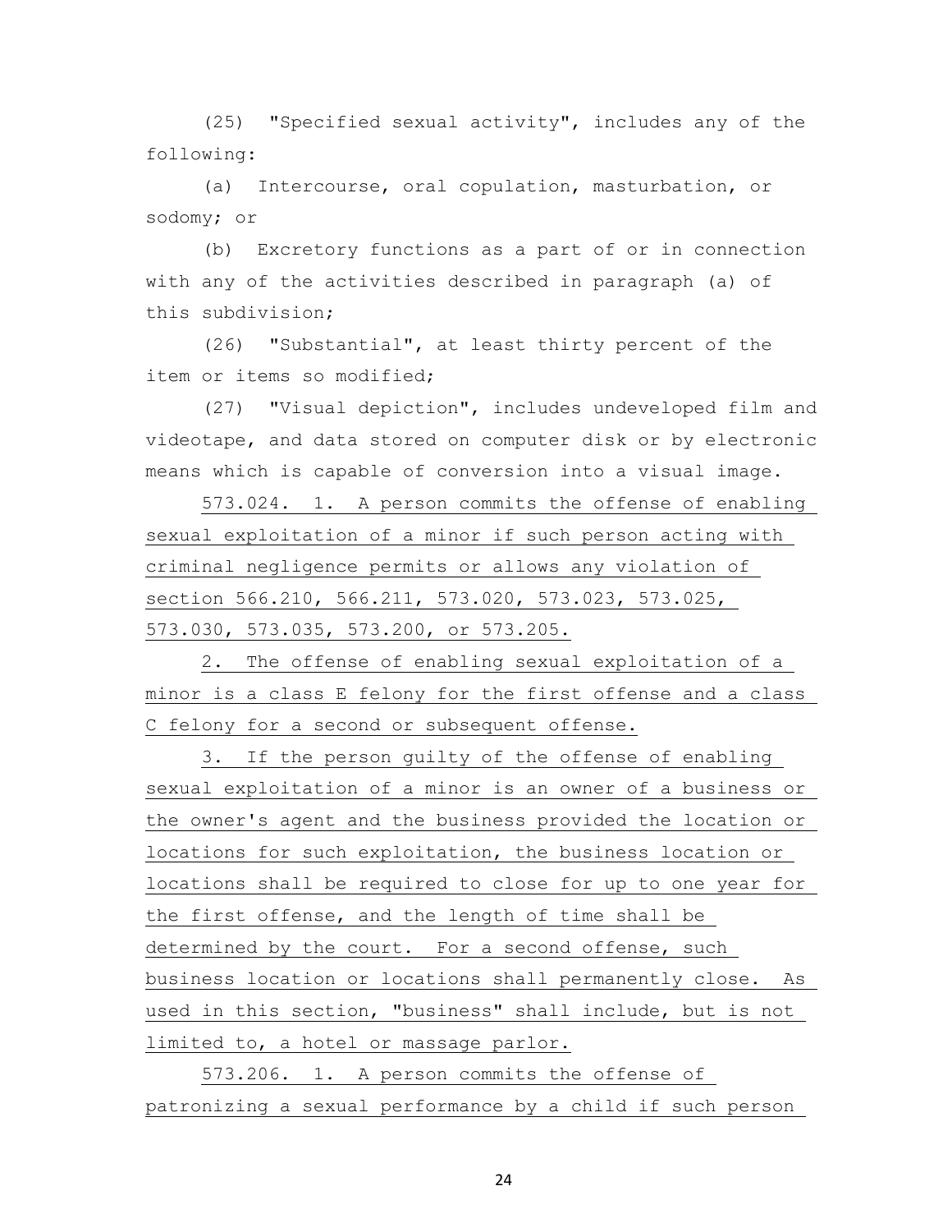(25) "Specified sexual activity", includes any of the following:

(a) Intercourse, oral copulation, masturbation, or sodomy; or

(b) Excretory functions as a part of or in connection with any of the activities described in paragraph (a) of this subdivision;

(26) "Substantial", at least thirty percent of the item or items so modified;

(27) "Visual depiction", includes undeveloped film and videotape, and data stored on computer disk or by electronic means which is capable of conversion into a visual image.

573.024. 1. A person commits the offense of enabling sexual exploitation of a minor if such person acting with criminal negligence permits or allows any violation of section 566.210, 566.211, 573.020, 573.023, 573.025, 573.030, 573.035, 573.200, or 573.205.

2. The offense of enabling sexual exploitation of a minor is a class E felony for the first offense and a class C felony for a second or subsequent offense.

3. If the person guilty of the offense of enabling sexual exploitation of a minor is an owner of a business or the owner's agent and the business provided the location or locations for such exploitation, the business location or locations shall be required to close for up to one year for the first offense, and the length of time shall be determined by the court. For a second offense, such business location or locations shall permanently close. As used in this section, "business" shall include, but is not limited to, a hotel or massage parlor.

573.206. 1. A person commits the offense of patronizing a sexual performance by a child if such person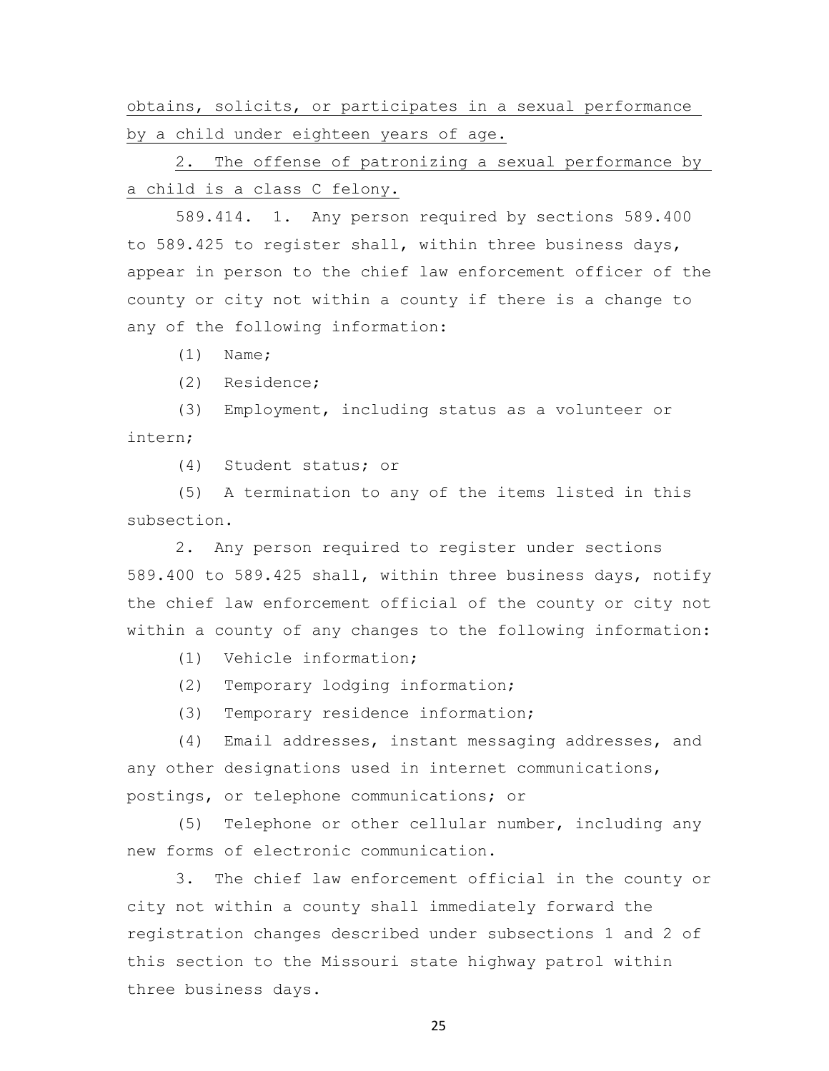obtains, solicits, or participates in a sexual performance by a child under eighteen years of age.

2. The offense of patronizing a sexual performance by a child is a class C felony.

589.414. 1. Any person required by sections 589.400 to 589.425 to register shall, within three business days, appear in person to the chief law enforcement officer of the county or city not within a county if there is a change to any of the following information:

(1) Name;

(2) Residence;

(3) Employment, including status as a volunteer or intern;

(4) Student status; or

(5) A termination to any of the items listed in this subsection.

2. Any person required to register under sections 589.400 to 589.425 shall, within three business days, notify the chief law enforcement official of the county or city not within a county of any changes to the following information:

(1) Vehicle information;

(2) Temporary lodging information;

(3) Temporary residence information;

(4) Email addresses, instant messaging addresses, and any other designations used in internet communications, postings, or telephone communications; or

(5) Telephone or other cellular number, including any new forms of electronic communication.

3. The chief law enforcement official in the county or city not within a county shall immediately forward the registration changes described under subsections 1 and 2 of this section to the Missouri state highway patrol within three business days.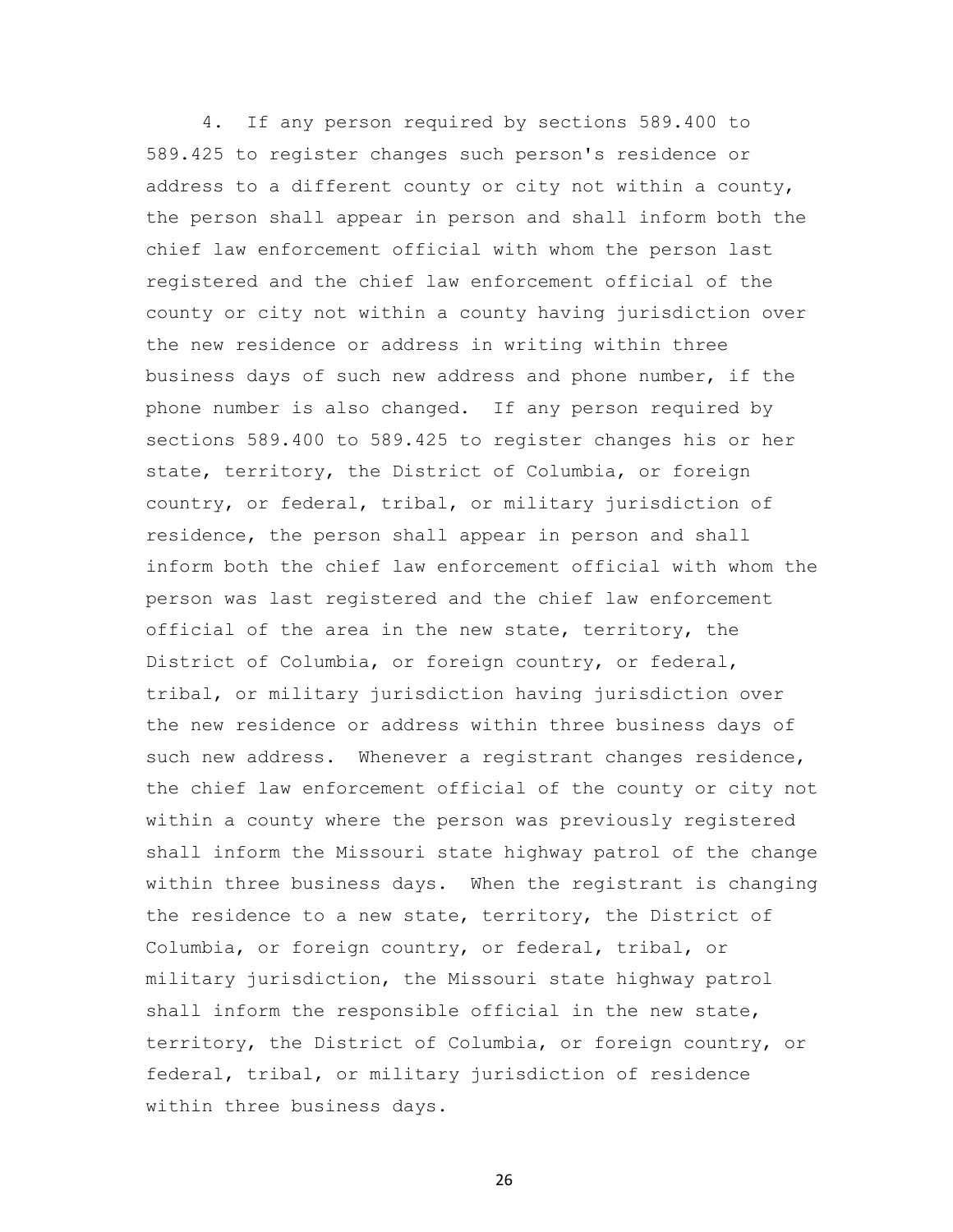4. If any person required by sections 589.400 to 589.425 to register changes such person's residence or address to a different county or city not within a county, the person shall appear in person and shall inform both the chief law enforcement official with whom the person last registered and the chief law enforcement official of the county or city not within a county having jurisdiction over the new residence or address in writing within three business days of such new address and phone number, if the phone number is also changed. If any person required by sections 589.400 to 589.425 to register changes his or her state, territory, the District of Columbia, or foreign country, or federal, tribal, or military jurisdiction of residence, the person shall appear in person and shall inform both the chief law enforcement official with whom the person was last registered and the chief law enforcement official of the area in the new state, territory, the District of Columbia, or foreign country, or federal, tribal, or military jurisdiction having jurisdiction over the new residence or address within three business days of such new address. Whenever a registrant changes residence, the chief law enforcement official of the county or city not within a county where the person was previously registered shall inform the Missouri state highway patrol of the change within three business days. When the registrant is changing the residence to a new state, territory, the District of Columbia, or foreign country, or federal, tribal, or military jurisdiction, the Missouri state highway patrol shall inform the responsible official in the new state, territory, the District of Columbia, or foreign country, or federal, tribal, or military jurisdiction of residence within three business days.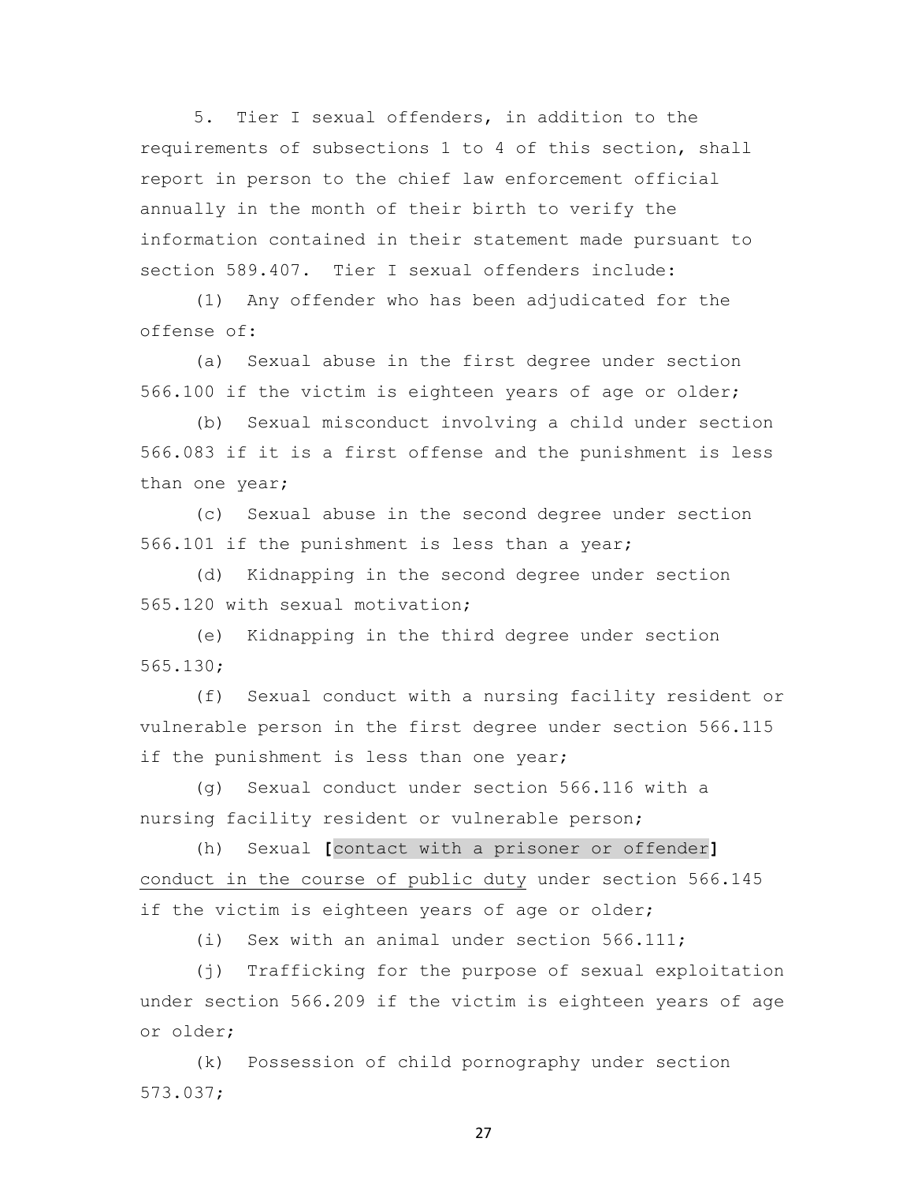5. Tier I sexual offenders, in addition to the requirements of subsections 1 to 4 of this section, shall report in person to the chief law enforcement official annually in the month of their birth to verify the information contained in their statement made pursuant to section 589.407. Tier I sexual offenders include:

(1) Any offender who has been adjudicated for the offense of:

(a) Sexual abuse in the first degree under section 566.100 if the victim is eighteen years of age or older;

(b) Sexual misconduct involving a child under section 566.083 if it is a first offense and the punishment is less than one year;

(c) Sexual abuse in the second degree under section 566.101 if the punishment is less than a year;

(d) Kidnapping in the second degree under section 565.120 with sexual motivation;

(e) Kidnapping in the third degree under section 565.130;

(f) Sexual conduct with a nursing facility resident or vulnerable person in the first degree under section 566.115 if the punishment is less than one year;

(g) Sexual conduct under section 566.116 with a nursing facility resident or vulnerable person;

(h) Sexual **[**contact with a prisoner or offender**]** <u>conduct in the course of public duty</u> under section 566.145 if the victim is eighteen years of age or older;

(i) Sex with an animal under section 566.111;

(j) Trafficking for the purpose of sexual exploitation under section 566.209 if the victim is eighteen years of age or older;

(k) Possession of child pornography under section 573.037;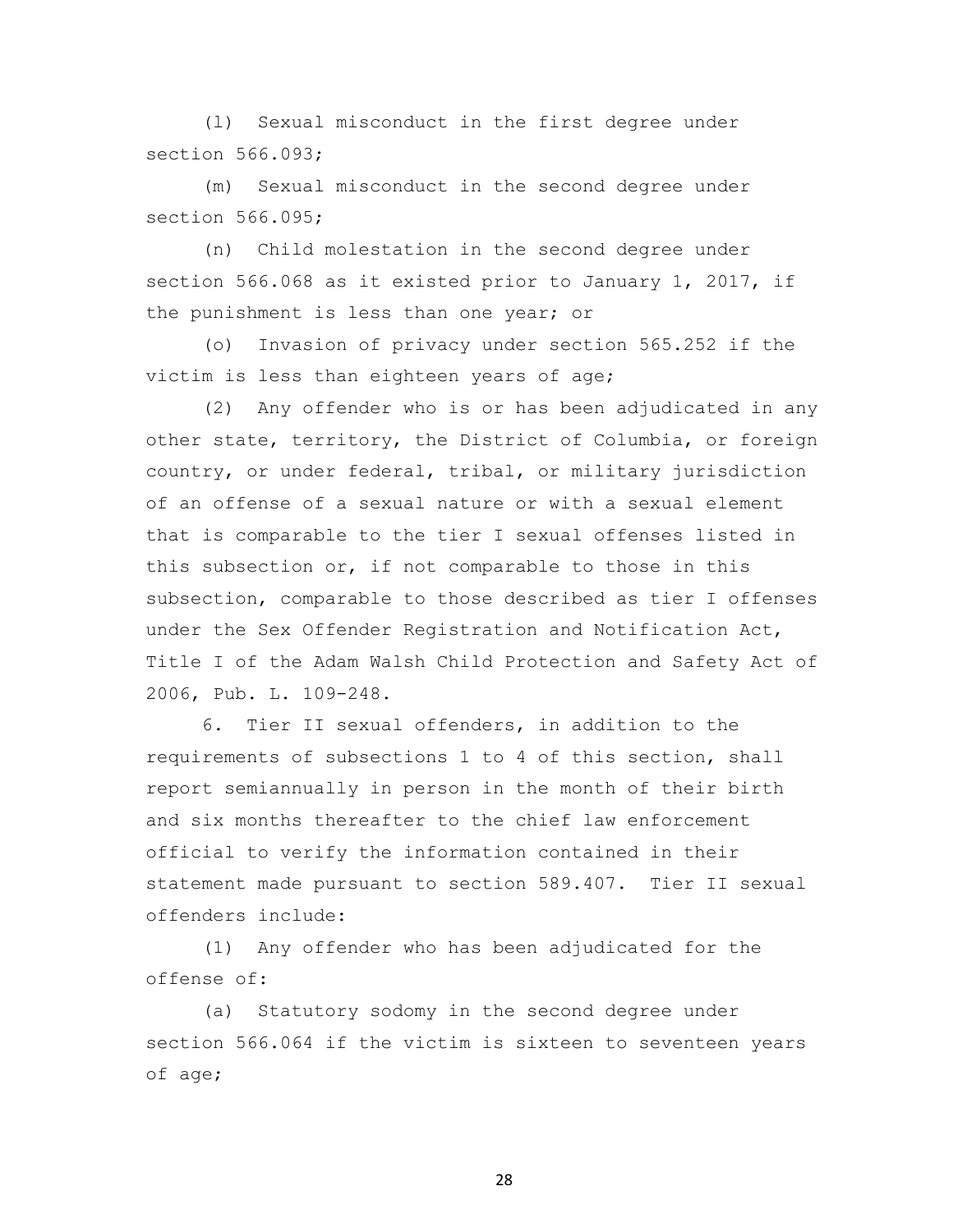(l) Sexual misconduct in the first degree under section 566.093;

(m) Sexual misconduct in the second degree under section 566.095;

(n) Child molestation in the second degree under section 566.068 as it existed prior to January 1, 2017, if the punishment is less than one year; or

(o) Invasion of privacy under section 565.252 if the victim is less than eighteen years of age;

(2) Any offender who is or has been adjudicated in any other state, territory, the District of Columbia, or foreign country, or under federal, tribal, or military jurisdiction of an offense of a sexual nature or with a sexual element that is comparable to the tier I sexual offenses listed in this subsection or, if not comparable to those in this subsection, comparable to those described as tier I offenses under the Sex Offender Registration and Notification Act, Title I of the Adam Walsh Child Protection and Safety Act of 2006, Pub. L. 109-248.

6. Tier II sexual offenders, in addition to the requirements of subsections 1 to 4 of this section, shall report semiannually in person in the month of their birth and six months thereafter to the chief law enforcement official to verify the information contained in their statement made pursuant to section 589.407. Tier II sexual offenders include:

(1) Any offender who has been adjudicated for the offense of:

(a) Statutory sodomy in the second degree under section 566.064 if the victim is sixteen to seventeen years of age;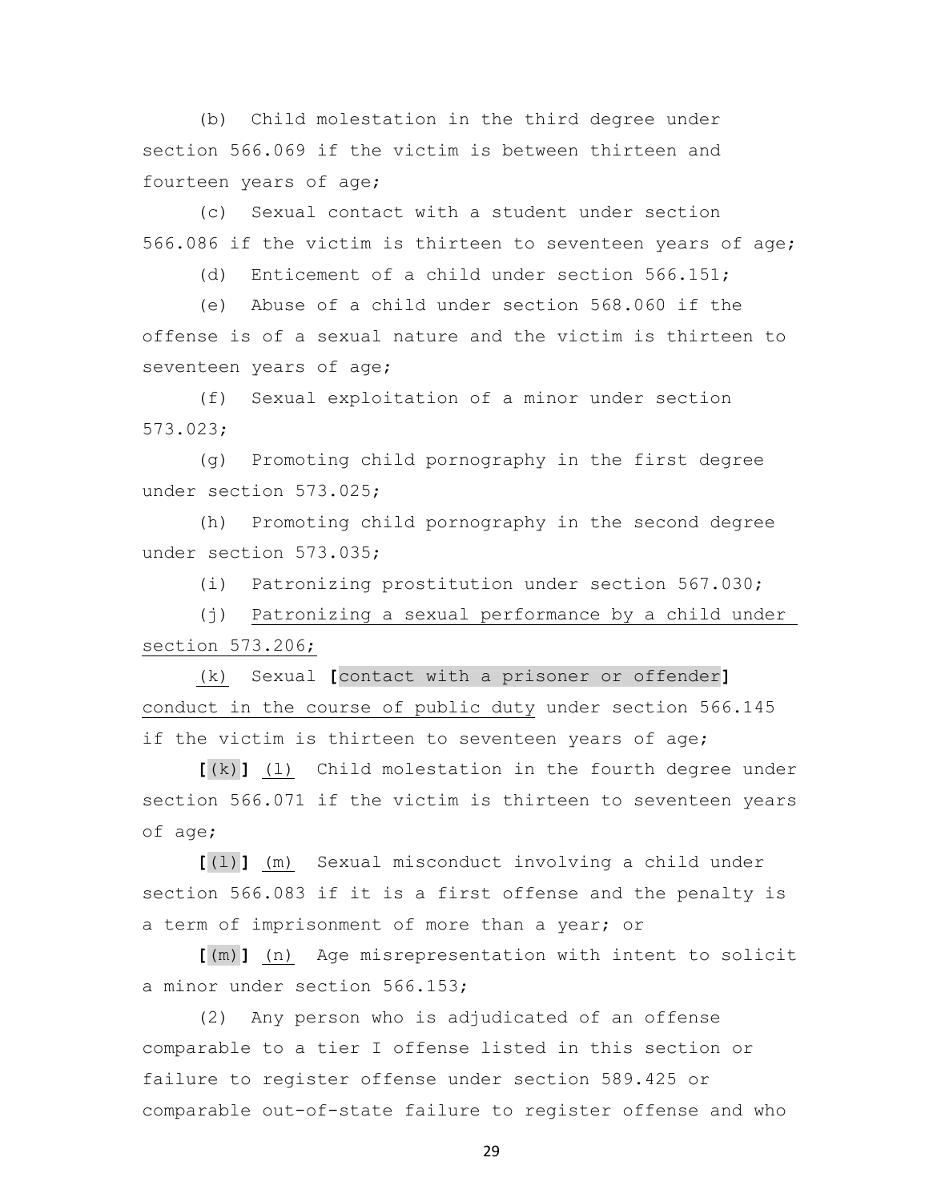(b) Child molestation in the third degree under section 566.069 if the victim is between thirteen and fourteen years of age;

(c) Sexual contact with a student under section 566.086 if the victim is thirteen to seventeen years of age;

(d) Enticement of a child under section 566.151;

(e) Abuse of a child under section 568.060 if the offense is of a sexual nature and the victim is thirteen to seventeen years of age;

(f) Sexual exploitation of a minor under section 573.023;

(g) Promoting child pornography in the first degree under section 573.025;

(h) Promoting child pornography in the second degree under section 573.035;

(i) Patronizing prostitution under section 567.030;

(j) <u>Patronizing a sexual performance by a child under section 573.206;</u>

<u>(k)</u> Sexual **[**contact with a prisoner or offender**]** <u>conduct in the course of public duty</u> under section 566.145 if the victim is thirteen to seventeen years of age;

**[**(k)**]** <u>(l)</u> Child molestation in the fourth degree under section 566.071 if the victim is thirteen to seventeen years of age;

**[**(l)**]** <u>(m)</u> Sexual misconduct involving a child under section 566.083 if it is a first offense and the penalty is a term of imprisonment of more than a year; or

**[**(m)**]** <u>(n)</u> Age misrepresentation with intent to solicit a minor under section 566.153;

(2) Any person who is adjudicated of an offense comparable to a tier I offense listed in this section or failure to register offense under section 589.425 or comparable out-of-state failure to register offense and who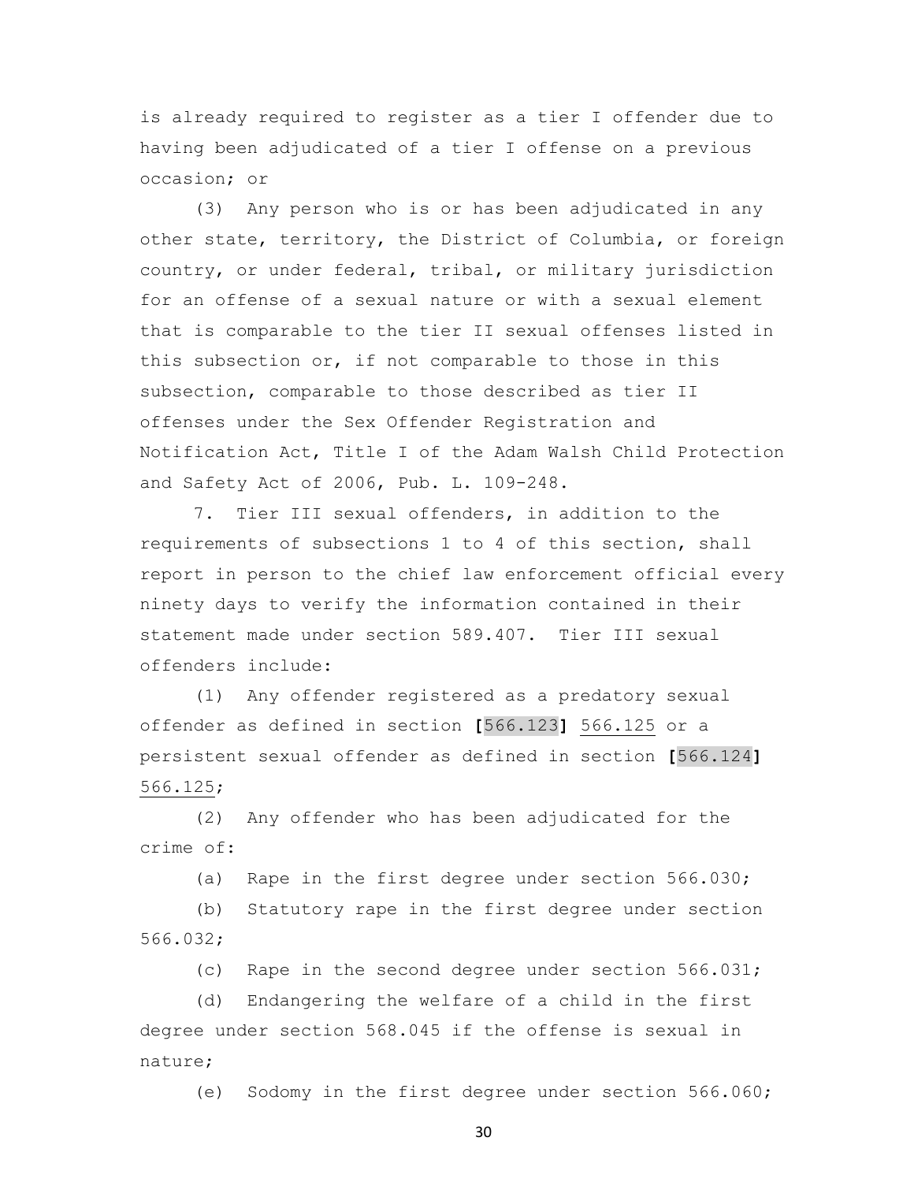is already required to register as a tier I offender due to having been adjudicated of a tier I offense on a previous occasion; or

(3) Any person who is or has been adjudicated in any other state, territory, the District of Columbia, or foreign country, or under federal, tribal, or military jurisdiction for an offense of a sexual nature or with a sexual element that is comparable to the tier II sexual offenses listed in this subsection or, if not comparable to those in this subsection, comparable to those described as tier II offenses under the Sex Offender Registration and Notification Act, Title I of the Adam Walsh Child Protection and Safety Act of 2006, Pub. L. 109-248.

7. Tier III sexual offenders, in addition to the requirements of subsections 1 to 4 of this section, shall report in person to the chief law enforcement official every ninety days to verify the information contained in their statement made under section 589.407. Tier III sexual offenders include:

(1) Any offender registered as a predatory sexual offender as defined in section **[**566.123**]** <u>566.125</u> or a persistent sexual offender as defined in section **[**566.124**]** <u>566.125</u>;

(2) Any offender who has been adjudicated for the crime of:

(a) Rape in the first degree under section 566.030;

(b) Statutory rape in the first degree under section 566.032;

(c) Rape in the second degree under section 566.031;

(d) Endangering the welfare of a child in the first degree under section 568.045 if the offense is sexual in nature;

(e) Sodomy in the first degree under section 566.060;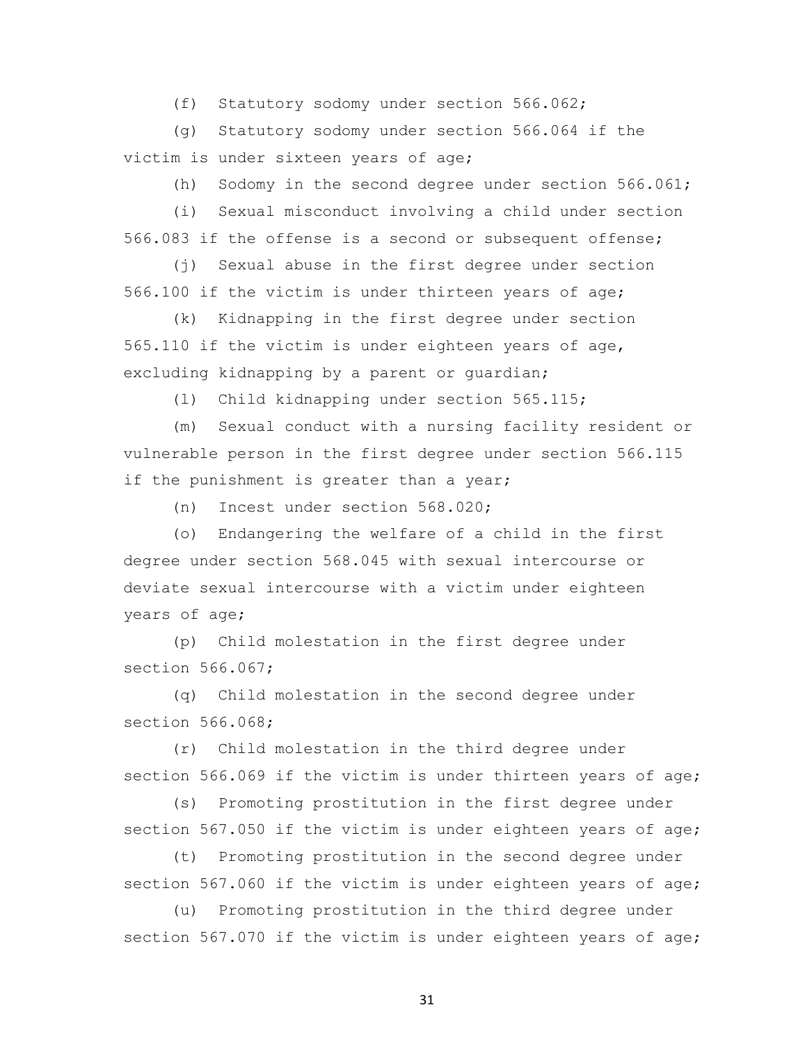(f) Statutory sodomy under section 566.062;

(g) Statutory sodomy under section 566.064 if the victim is under sixteen years of age;

(h) Sodomy in the second degree under section 566.061;

(i) Sexual misconduct involving a child under section 566.083 if the offense is a second or subsequent offense;

(j) Sexual abuse in the first degree under section 566.100 if the victim is under thirteen years of age;

(k) Kidnapping in the first degree under section 565.110 if the victim is under eighteen years of age, excluding kidnapping by a parent or guardian;

(l) Child kidnapping under section 565.115;

(m) Sexual conduct with a nursing facility resident or vulnerable person in the first degree under section 566.115 if the punishment is greater than a year;

(n) Incest under section 568.020;

(o) Endangering the welfare of a child in the first degree under section 568.045 with sexual intercourse or deviate sexual intercourse with a victim under eighteen years of age;

(p) Child molestation in the first degree under section 566.067;

(q) Child molestation in the second degree under section 566.068;

(r) Child molestation in the third degree under section 566.069 if the victim is under thirteen years of age;

(s) Promoting prostitution in the first degree under section 567.050 if the victim is under eighteen years of age;

(t) Promoting prostitution in the second degree under section 567.060 if the victim is under eighteen years of age;

(u) Promoting prostitution in the third degree under section 567.070 if the victim is under eighteen years of age;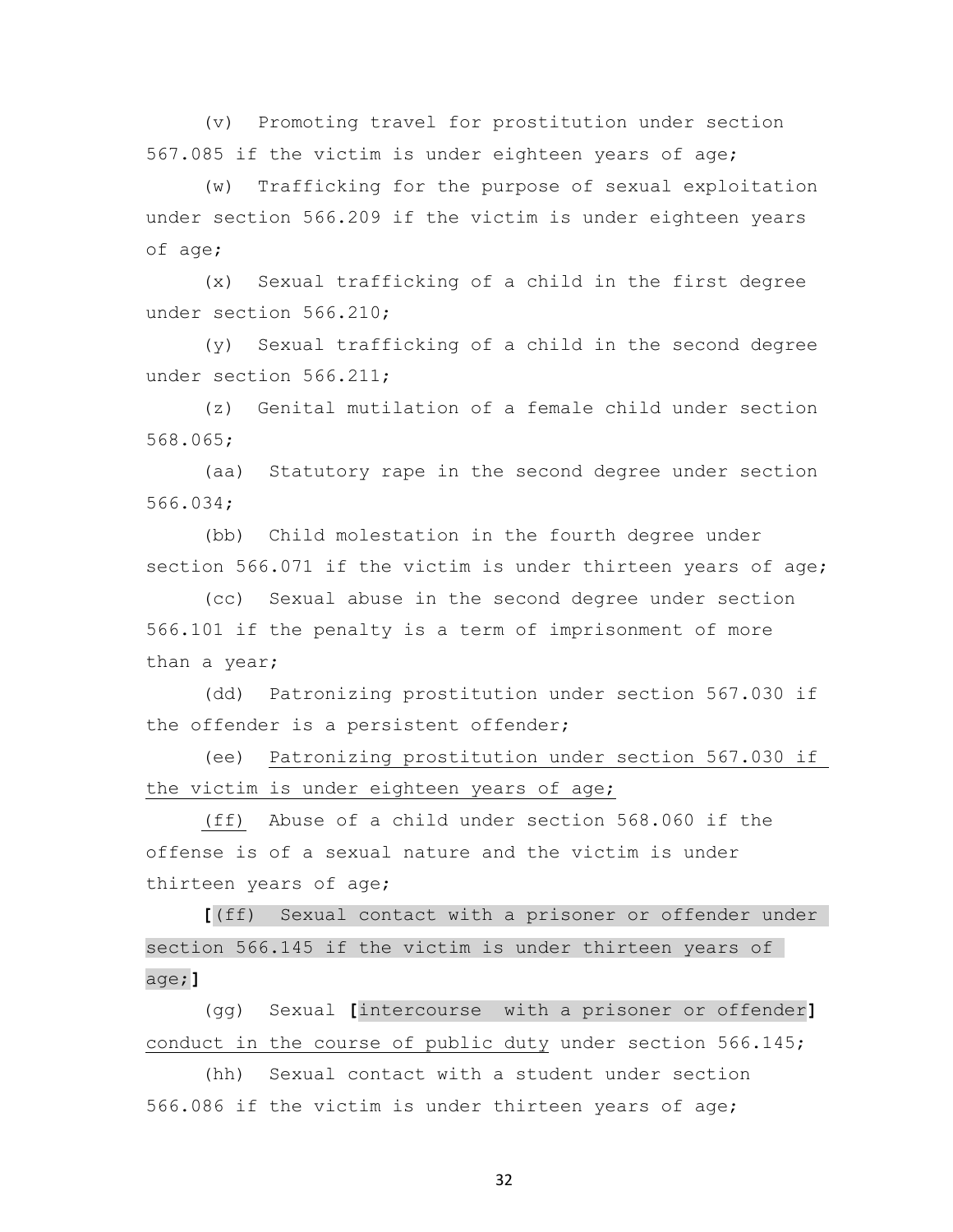(v) Promoting travel for prostitution under section 567.085 if the victim is under eighteen years of age;

(w) Trafficking for the purpose of sexual exploitation under section 566.209 if the victim is under eighteen years of age;

(x) Sexual trafficking of a child in the first degree under section 566.210;

(y) Sexual trafficking of a child in the second degree under section 566.211;

(z) Genital mutilation of a female child under section 568.065;

(aa) Statutory rape in the second degree under section 566.034;

(bb) Child molestation in the fourth degree under section 566.071 if the victim is under thirteen years of age;

(cc) Sexual abuse in the second degree under section 566.101 if the penalty is a term of imprisonment of more than a year;

(dd) Patronizing prostitution under section 567.030 if the offender is a persistent offender;

(ee) <u>Patronizing prostitution under section 567.030 if the victim is under eighteen years of age;</u>

<u>(ff)</u> Abuse of a child under section 568.060 if the offense is of a sexual nature and the victim is under thirteen years of age;

**[**(ff) Sexual contact with a prisoner or offender under section 566.145 if the victim is under thirteen years of age;**]**

(gg) Sexual **[**intercourse with a prisoner or offender**]** <u>conduct in the course of public duty</u> under section 566.145;

(hh) Sexual contact with a student under section 566.086 if the victim is under thirteen years of age;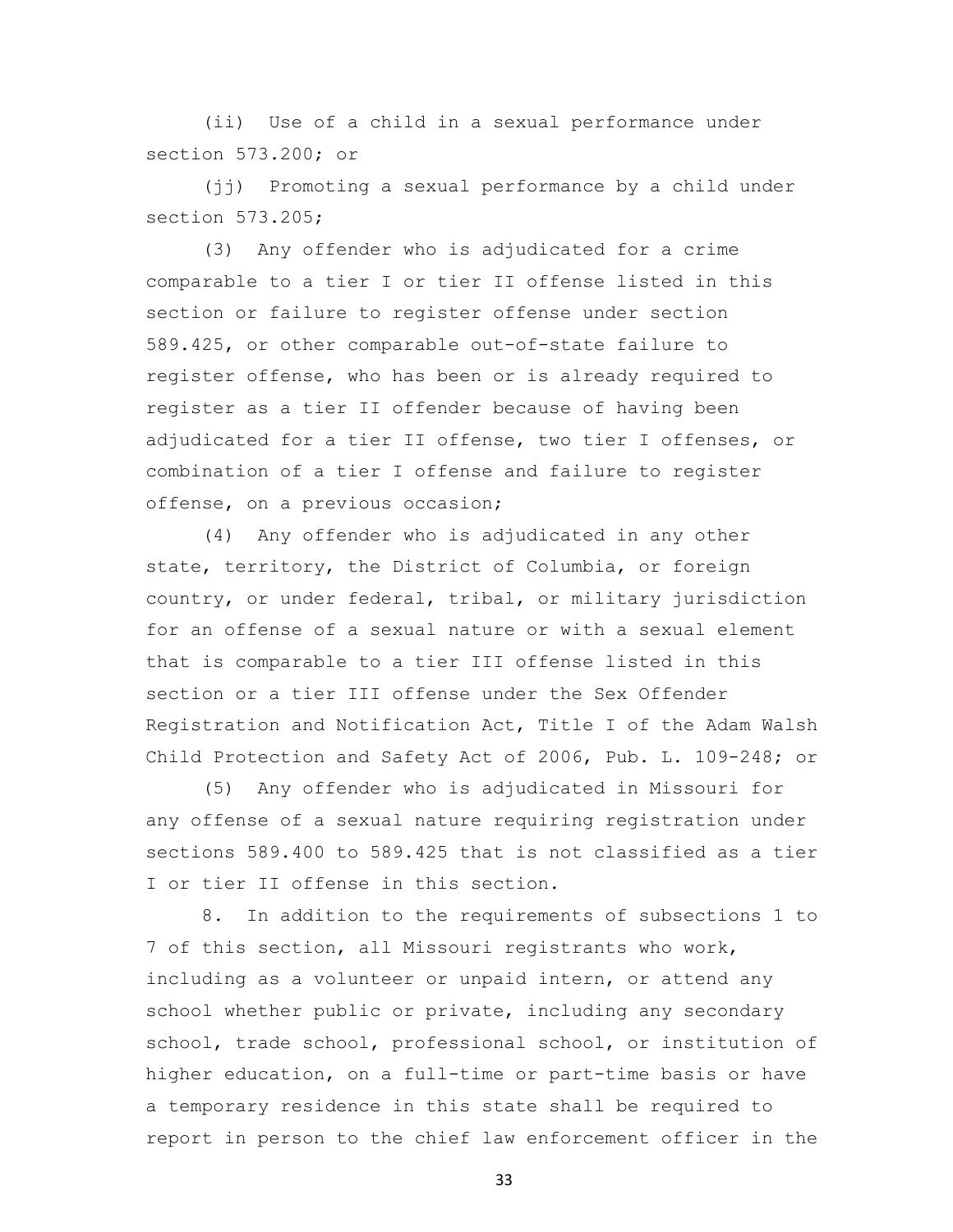(ii) Use of a child in a sexual performance under section 573.200; or

(jj) Promoting a sexual performance by a child under section 573.205;

(3) Any offender who is adjudicated for a crime comparable to a tier I or tier II offense listed in this section or failure to register offense under section 589.425, or other comparable out-of-state failure to register offense, who has been or is already required to register as a tier II offender because of having been adjudicated for a tier II offense, two tier I offenses, or combination of a tier I offense and failure to register offense, on a previous occasion;

(4) Any offender who is adjudicated in any other state, territory, the District of Columbia, or foreign country, or under federal, tribal, or military jurisdiction for an offense of a sexual nature or with a sexual element that is comparable to a tier III offense listed in this section or a tier III offense under the Sex Offender Registration and Notification Act, Title I of the Adam Walsh Child Protection and Safety Act of 2006, Pub. L. 109-248; or

(5) Any offender who is adjudicated in Missouri for any offense of a sexual nature requiring registration under sections 589.400 to 589.425 that is not classified as a tier I or tier II offense in this section.

8. In addition to the requirements of subsections 1 to 7 of this section, all Missouri registrants who work, including as a volunteer or unpaid intern, or attend any school whether public or private, including any secondary school, trade school, professional school, or institution of higher education, on a full-time or part-time basis or have a temporary residence in this state shall be required to report in person to the chief law enforcement officer in the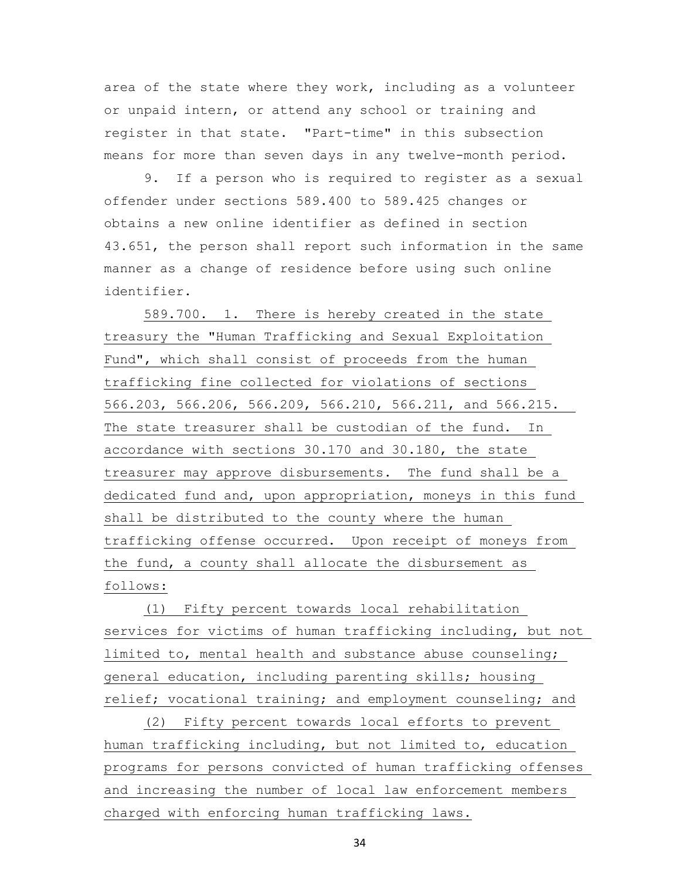area of the state where they work, including as a volunteer or unpaid intern, or attend any school or training and register in that state. "Part-time" in this subsection means for more than seven days in any twelve-month period.

9. If a person who is required to register as a sexual offender under sections 589.400 to 589.425 changes or obtains a new online identifier as defined in section 43.651, the person shall report such information in the same manner as a change of residence before using such online identifier.

589.700. 1. There is hereby created in the state treasury the "Human Trafficking and Sexual Exploitation Fund", which shall consist of proceeds from the human trafficking fine collected for violations of sections 566.203, 566.206, 566.209, 566.210, 566.211, and 566.215. The state treasurer shall be custodian of the fund. In accordance with sections 30.170 and 30.180, the state treasurer may approve disbursements. The fund shall be a dedicated fund and, upon appropriation, moneys in this fund shall be distributed to the county where the human trafficking offense occurred. Upon receipt of moneys from the fund, a county shall allocate the disbursement as follows:

(1) Fifty percent towards local rehabilitation services for victims of human trafficking including, but not limited to, mental health and substance abuse counseling; general education, including parenting skills; housing relief; vocational training; and employment counseling; and

(2) Fifty percent towards local efforts to prevent human trafficking including, but not limited to, education programs for persons convicted of human trafficking offenses and increasing the number of local law enforcement members charged with enforcing human trafficking laws.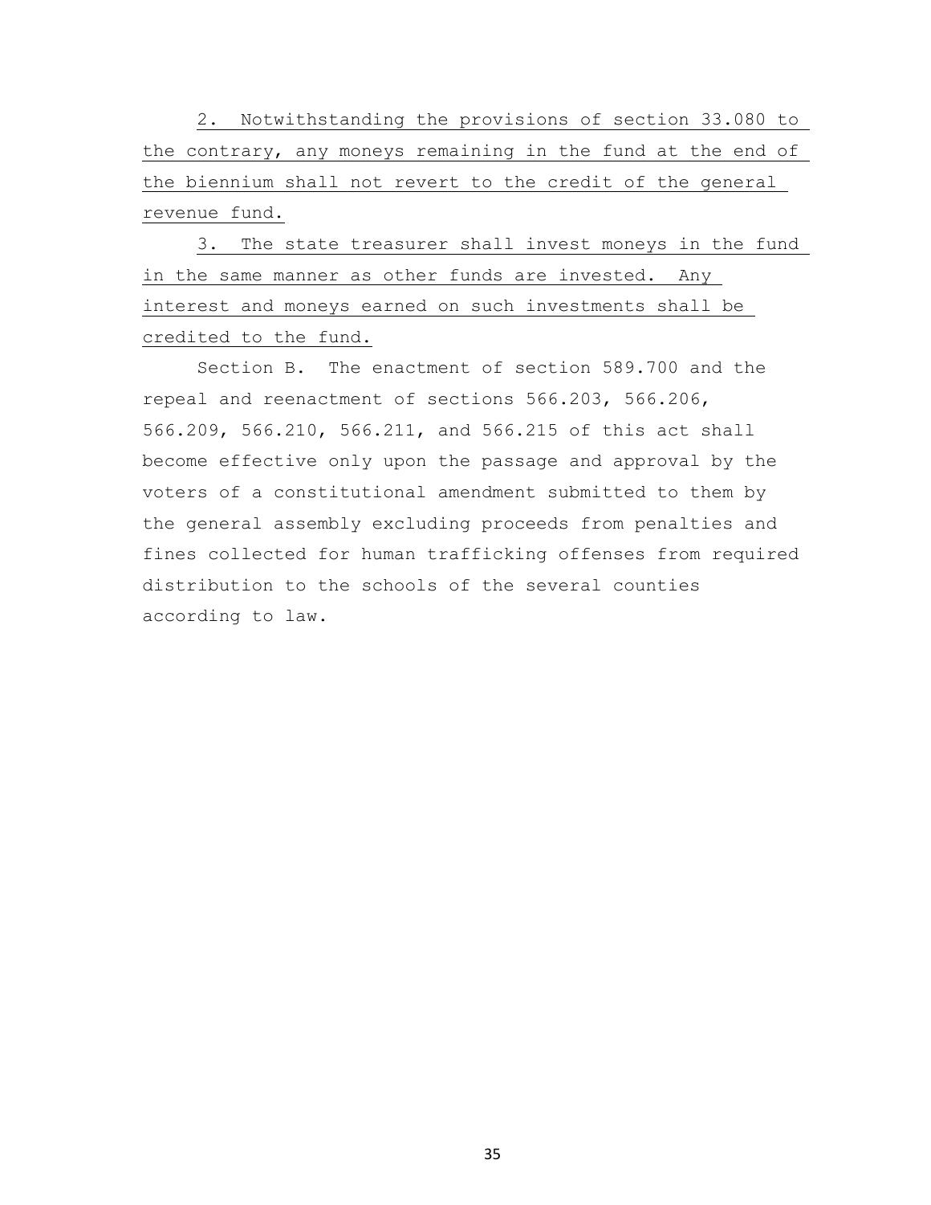2. Notwithstanding the provisions of section 33.080 to the contrary, any moneys remaining in the fund at the end of the biennium shall not revert to the credit of the general revenue fund.

3. The state treasurer shall invest moneys in the fund in the same manner as other funds are invested. Any interest and moneys earned on such investments shall be credited to the fund.

Section B. The enactment of section 589.700 and the repeal and reenactment of sections 566.203, 566.206, 566.209, 566.210, 566.211, and 566.215 of this act shall become effective only upon the passage and approval by the voters of a constitutional amendment submitted to them by the general assembly excluding proceeds from penalties and fines collected for human trafficking offenses from required distribution to the schools of the several counties according to law.